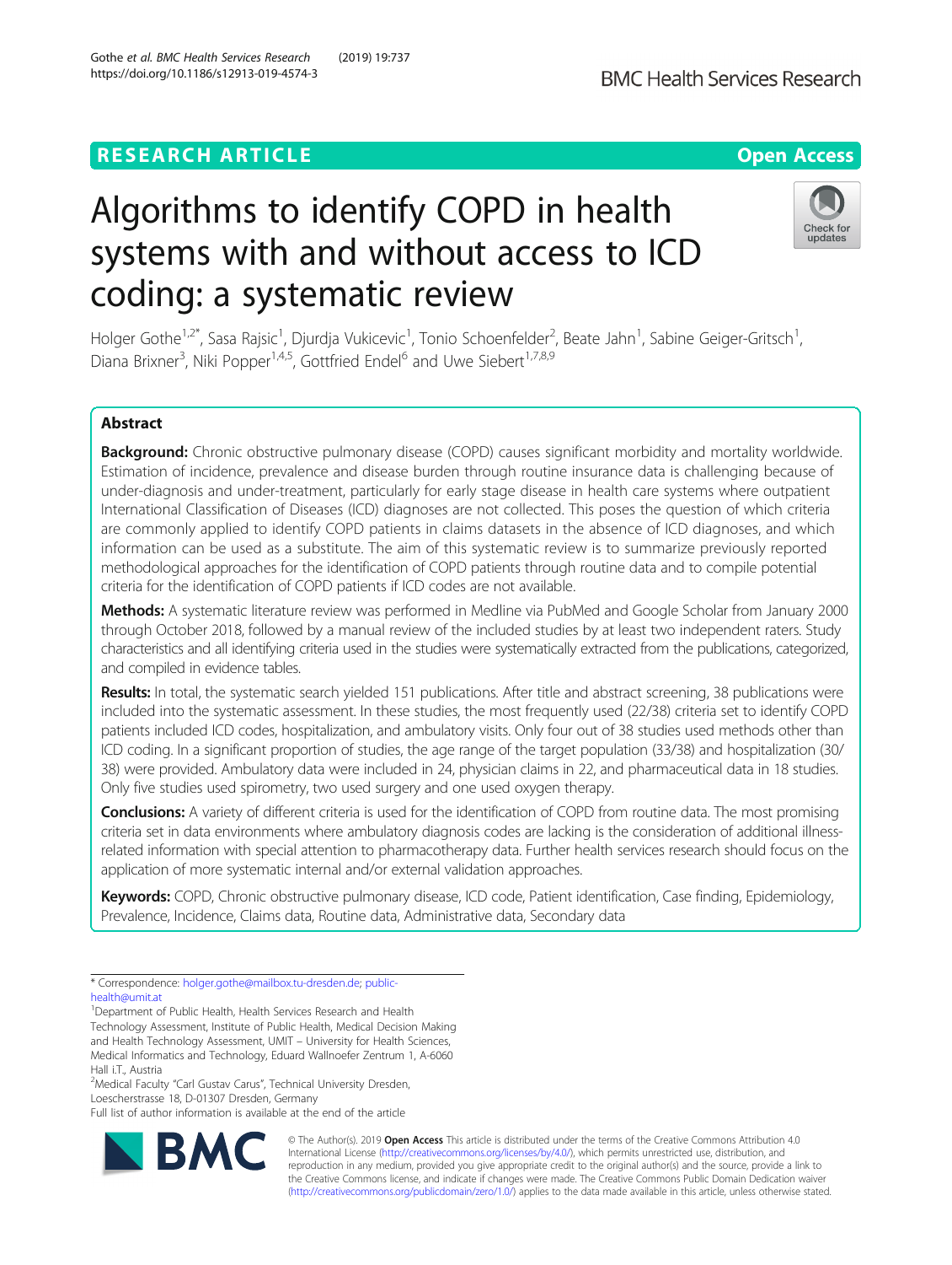RESEARCH ARTICLE

Open Access

# Algorithms to identify COPD in health systems with and without access to ICD coding: a systematic review

Holger Gothe[1,2*], Sasa Rajsic[1], Djurdja Vukicevic[1], Tonio Schoenfelder[2], Beate Jahn[1], Sabine Geiger-Gritsch[1], Diana Brixner[3], Niki Popper[1,4,5], Gottfried Endel[6] and Uwe Siebert[1,7,8,9]

## Abstract

**Background:** Chronic obstructive pulmonary disease (COPD) causes significant morbidity and mortality worldwide. Estimation of incidence, prevalence and disease burden through routine insurance data is challenging because of under-diagnosis and under-treatment, particularly for early stage disease in health care systems where outpatient International Classification of Diseases (ICD) diagnoses are not collected. This poses the question of which criteria are commonly applied to identify COPD patients in claims datasets in the absence of ICD diagnoses, and which information can be used as a substitute. The aim of this systematic review is to summarize previously reported methodological approaches for the identification of COPD patients through routine data and to compile potential criteria for the identification of COPD patients if ICD codes are not available.

**Methods:** A systematic literature review was performed in Medline via PubMed and Google Scholar from January 2000 through October 2018, followed by a manual review of the included studies by at least two independent raters. Study characteristics and all identifying criteria used in the studies were systematically extracted from the publications, categorized, and compiled in evidence tables.

**Results:** In total, the systematic search yielded 151 publications. After title and abstract screening, 38 publications were included into the systematic assessment. In these studies, the most frequently used (22/38) criteria set to identify COPD patients included ICD codes, hospitalization, and ambulatory visits. Only four out of 38 studies used methods other than ICD coding. In a significant proportion of studies, the age range of the target population (33/38) and hospitalization (30/38) were provided. Ambulatory data were included in 24, physician claims in 22, and pharmaceutical data in 18 studies. Only five studies used spirometry, two used surgery and one used oxygen therapy.

**Conclusions:** A variety of different criteria is used for the identification of COPD from routine data. The most promising criteria set in data environments where ambulatory diagnosis codes are lacking is the consideration of additional illness-related information with special attention to pharmacotherapy data. Further health services research should focus on the application of more systematic internal and/or external validation approaches.

**Keywords:** COPD, Chronic obstructive pulmonary disease, ICD code, Patient identification, Case finding, Epidemiology, Prevalence, Incidence, Claims data, Routine data, Administrative data, Secondary data

---

* Correspondence: holger.gothe@mailbox.tu-dresden.de; public-health@umit.at

[1]Department of Public Health, Health Services Research and Health Technology Assessment, Institute of Public Health, Medical Decision Making and Health Technology Assessment, UMIT – University for Health Sciences, Medical Informatics and Technology, Eduard Wallnoefer Zentrum 1, A-6060 Hall i.T., Austria

[2]Medical Faculty "Carl Gustav Carus", Technical University Dresden, Loescherstrasse 18, D-01307 Dresden, Germany

Full list of author information is available at the end of the article

© The Author(s). 2019 **Open Access** This article is distributed under the terms of the Creative Commons Attribution 4.0 International License (http://creativecommons.org/licenses/by/4.0/), which permits unrestricted use, distribution, and reproduction in any medium, provided you give appropriate credit to the original author(s) and the source, provide a link to the Creative Commons license, and indicate if changes were made. The Creative Commons Public Domain Dedication waiver (http://creativecommons.org/publicdomain/zero/1.0/) applies to the data made available in this article, unless otherwise stated.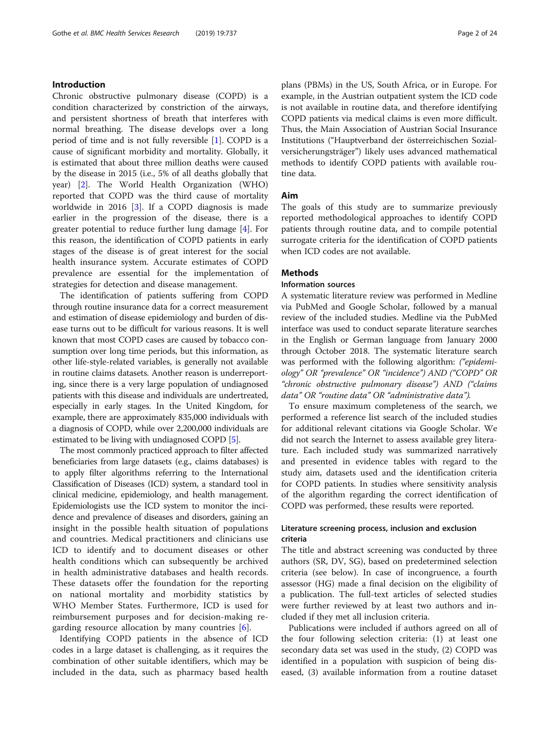## Introduction

Chronic obstructive pulmonary disease (COPD) is a condition characterized by constriction of the airways, and persistent shortness of breath that interferes with normal breathing. The disease develops over a long period of time and is not fully reversible [1]. COPD is a cause of significant morbidity and mortality. Globally, it is estimated that about three million deaths were caused by the disease in 2015 (i.e., 5% of all deaths globally that year) [2]. The World Health Organization (WHO) reported that COPD was the third cause of mortality worldwide in 2016 [3]. If a COPD diagnosis is made earlier in the progression of the disease, there is a greater potential to reduce further lung damage [4]. For this reason, the identification of COPD patients in early stages of the disease is of great interest for the social health insurance system. Accurate estimates of COPD prevalence are essential for the implementation of strategies for detection and disease management.

The identification of patients suffering from COPD through routine insurance data for a correct measurement and estimation of disease epidemiology and burden of disease turns out to be difficult for various reasons. It is well known that most COPD cases are caused by tobacco consumption over long time periods, but this information, as other life-style-related variables, is generally not available in routine claims datasets. Another reason is underreporting, since there is a very large population of undiagnosed patients with this disease and individuals are undertreated, especially in early stages. In the United Kingdom, for example, there are approximately 835,000 individuals with a diagnosis of COPD, while over 2,200,000 individuals are estimated to be living with undiagnosed COPD [5].

The most commonly practiced approach to filter affected beneficiaries from large datasets (e.g., claims databases) is to apply filter algorithms referring to the International Classification of Diseases (ICD) system, a standard tool in clinical medicine, epidemiology, and health management. Epidemiologists use the ICD system to monitor the incidence and prevalence of diseases and disorders, gaining an insight in the possible health situation of populations and countries. Medical practitioners and clinicians use ICD to identify and to document diseases or other health conditions which can subsequently be archived in health administrative databases and health records. These datasets offer the foundation for the reporting on national mortality and morbidity statistics by WHO Member States. Furthermore, ICD is used for reimbursement purposes and for decision-making regarding resource allocation by many countries [6].

Identifying COPD patients in the absence of ICD codes in a large dataset is challenging, as it requires the combination of other suitable identifiers, which may be included in the data, such as pharmacy based health plans (PBMs) in the US, South Africa, or in Europe. For example, in the Austrian outpatient system the ICD code is not available in routine data, and therefore identifying COPD patients via medical claims is even more difficult. Thus, the Main Association of Austrian Social Insurance Institutions ("Hauptverband der österreichischen Sozialversicherungsträger") likely uses advanced mathematical methods to identify COPD patients with available routine data.

## Aim

The goals of this study are to summarize previously reported methodological approaches to identify COPD patients through routine data, and to compile potential surrogate criteria for the identification of COPD patients when ICD codes are not available.

## Methods

### Information sources

A systematic literature review was performed in Medline via PubMed and Google Scholar, followed by a manual review of the included studies. Medline via the PubMed interface was used to conduct separate literature searches in the English or German language from January 2000 through October 2018. The systematic literature search was performed with the following algorithm: *("epidemiology" OR "prevalence" OR "incidence") AND ("COPD" OR "chronic obstructive pulmonary disease") AND ("claims data" OR "routine data" OR "administrative data").*

To ensure maximum completeness of the search, we performed a reference list search of the included studies for additional relevant citations via Google Scholar. We did not search the Internet to assess available grey literature. Each included study was summarized narratively and presented in evidence tables with regard to the study aim, datasets used and the identification criteria for COPD patients. In studies where sensitivity analysis of the algorithm regarding the correct identification of COPD was performed, these results were reported.

### Literature screening process, inclusion and exclusion criteria

The title and abstract screening was conducted by three authors (SR, DV, SG), based on predetermined selection criteria (see below). In case of incongruence, a fourth assessor (HG) made a final decision on the eligibility of a publication. The full-text articles of selected studies were further reviewed by at least two authors and included if they met all inclusion criteria.

Publications were included if authors agreed on all of the four following selection criteria: (1) at least one secondary data set was used in the study, (2) COPD was identified in a population with suspicion of being diseased, (3) available information from a routine dataset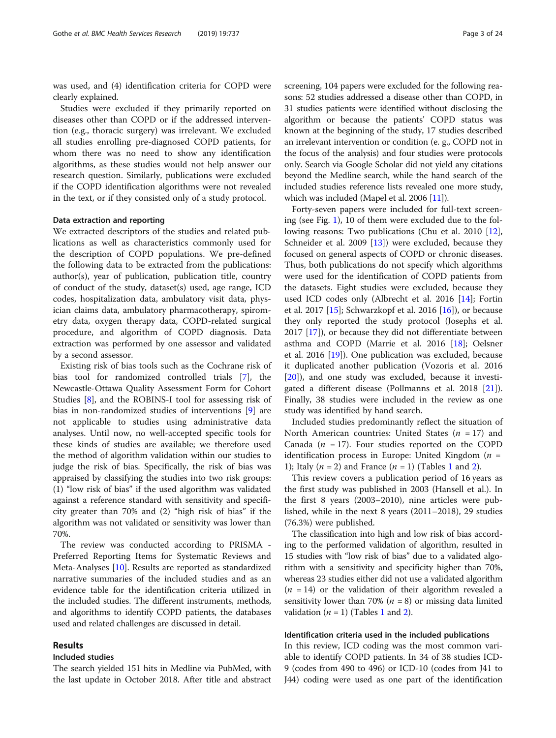was used, and (4) identification criteria for COPD were clearly explained.

Studies were excluded if they primarily reported on diseases other than COPD or if the addressed intervention (e.g., thoracic surgery) was irrelevant. We excluded all studies enrolling pre-diagnosed COPD patients, for whom there was no need to show any identification algorithms, as these studies would not help answer our research question. Similarly, publications were excluded if the COPD identification algorithms were not revealed in the text, or if they consisted only of a study protocol.

### Data extraction and reporting

We extracted descriptors of the studies and related publications as well as characteristics commonly used for the description of COPD populations. We pre-defined the following data to be extracted from the publications: author(s), year of publication, publication title, country of conduct of the study, dataset(s) used, age range, ICD codes, hospitalization data, ambulatory visit data, physician claims data, ambulatory pharmacotherapy, spirometry data, oxygen therapy data, COPD-related surgical procedure, and algorithm of COPD diagnosis. Data extraction was performed by one assessor and validated by a second assessor.

Existing risk of bias tools such as the Cochrane risk of bias tool for randomized controlled trials [7], the Newcastle-Ottawa Quality Assessment Form for Cohort Studies [8], and the ROBINS-I tool for assessing risk of bias in non-randomized studies of interventions [9] are not applicable to studies using administrative data analyses. Until now, no well-accepted specific tools for these kinds of studies are available; we therefore used the method of algorithm validation within our studies to judge the risk of bias. Specifically, the risk of bias was appraised by classifying the studies into two risk groups: (1) "low risk of bias" if the used algorithm was validated against a reference standard with sensitivity and specificity greater than 70% and (2) "high risk of bias" if the algorithm was not validated or sensitivity was lower than 70%.

The review was conducted according to PRISMA - Preferred Reporting Items for Systematic Reviews and Meta-Analyses [10]. Results are reported as standardized narrative summaries of the included studies and as an evidence table for the identification criteria utilized in the included studies. The different instruments, methods, and algorithms to identify COPD patients, the databases used and related challenges are discussed in detail.

## Results

### Included studies

The search yielded 151 hits in Medline via PubMed, with the last update in October 2018. After title and abstract screening, 104 papers were excluded for the following reasons: 52 studies addressed a disease other than COPD, in 31 studies patients were identified without disclosing the algorithm or because the patients' COPD status was known at the beginning of the study, 17 studies described an irrelevant intervention or condition (e. g., COPD not in the focus of the analysis) and four studies were protocols only. Search via Google Scholar did not yield any citations beyond the Medline search, while the hand search of the included studies reference lists revealed one more study, which was included (Mapel et al. 2006 [11]).

Forty-seven papers were included for full-text screening (see Fig. 1), 10 of them were excluded due to the following reasons: Two publications (Chu et al. 2010 [12], Schneider et al. 2009 [13]) were excluded, because they focused on general aspects of COPD or chronic diseases. Thus, both publications do not specify which algorithms were used for the identification of COPD patients from the datasets. Eight studies were excluded, because they used ICD codes only (Albrecht et al. 2016 [14]; Fortin et al. 2017 [15]; Schwarzkopf et al. 2016 [16]), or because they only reported the study protocol (Josephs et al. 2017 [17]), or because they did not differentiate between asthma and COPD (Marrie et al. 2016 [18]; Oelsner et al. 2016 [19]). One publication was excluded, because it duplicated another publication (Vozoris et al. 2016 [20]), and one study was excluded, because it investigated a different disease (Pollmanns et al. 2018 [21]). Finally, 38 studies were included in the review as one study was identified by hand search.

Included studies predominantly reflect the situation of North American countries: United States ($n$ = 17) and Canada ($n$ = 17). Four studies reported on the COPD identification process in Europe: United Kingdom ($n$ = 1); Italy ($n$ = 2) and France ($n$ = 1) (Tables 1 and 2).

This review covers a publication period of 16 years as the first study was published in 2003 (Hansell et al.). In the first 8 years (2003–2010), nine articles were published, while in the next 8 years (2011–2018), 29 studies (76.3%) were published.

The classification into high and low risk of bias according to the performed validation of algorithm, resulted in 15 studies with "low risk of bias" due to a validated algorithm with a sensitivity and specificity higher than 70%, whereas 23 studies either did not use a validated algorithm ($n$ = 14) or the validation of their algorithm revealed a sensitivity lower than 70% ($n$ = 8) or missing data limited validation ($n$ = 1) (Tables 1 and 2).

### Identification criteria used in the included publications

In this review, ICD coding was the most common variable to identify COPD patients. In 34 of 38 studies ICD-9 (codes from 490 to 496) or ICD-10 (codes from J41 to J44) coding were used as one part of the identification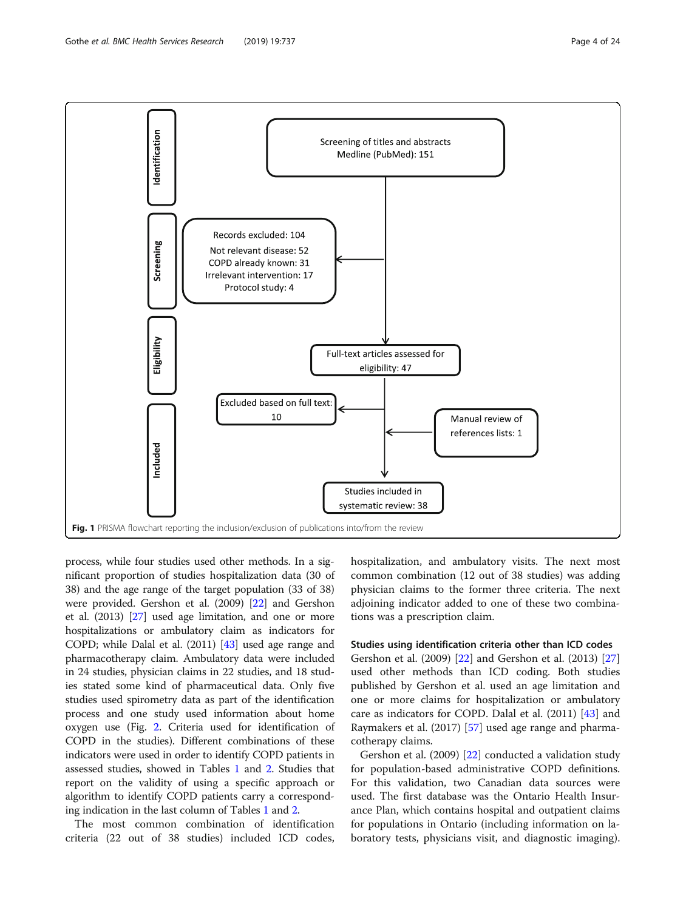Identification

Screening of titles and abstracts Medline (PubMed): 151

Screening

Records excluded: 104
Not relevant disease: 52
COPD already known: 31
Irrelevant intervention: 17
Protocol study: 4

Eligibility

Full-text articles assessed for eligibility: 47

Excluded based on full text: 10

Manual review of references lists: 1

Included

Studies included in systematic review: 38

**Fig. 1** PRISMA flowchart reporting the inclusion/exclusion of publications into/from the review

process, while four studies used other methods. In a significant proportion of studies hospitalization data (30 of 38) and the age range of the target population (33 of 38) were provided. Gershon et al. (2009) [22] and Gershon et al. (2013) [27] used age limitation, and one or more hospitalizations or ambulatory claim as indicators for COPD; while Dalal et al. (2011) [43] used age range and pharmacotherapy claim. Ambulatory data were included in 24 studies, physician claims in 22 studies, and 18 studies stated some kind of pharmaceutical data. Only five studies used spirometry data as part of the identification process and one study used information about home oxygen use (Fig. 2. Criteria used for identification of COPD in the studies). Different combinations of these indicators were used in order to identify COPD patients in assessed studies, showed in Tables 1 and 2. Studies that report on the validity of using a specific approach or algorithm to identify COPD patients carry a corresponding indication in the last column of Tables 1 and 2.

The most common combination of identification criteria (22 out of 38 studies) included ICD codes, hospitalization, and ambulatory visits. The next most common combination (12 out of 38 studies) was adding physician claims to the former three criteria. The next adjoining indicator added to one of these two combinations was a prescription claim.

### Studies using identification criteria other than ICD codes

Gershon et al. (2009) [22] and Gershon et al. (2013) [27] used other methods than ICD coding. Both studies published by Gershon et al. used an age limitation and one or more claims for hospitalization or ambulatory care as indicators for COPD. Dalal et al. (2011) [43] and Raymakers et al. (2017) [57] used age range and pharmacotherapy claims.

Gershon et al. (2009) [22] conducted a validation study for population-based administrative COPD definitions. For this validation, two Canadian data sources were used. The first database was the Ontario Health Insurance Plan, which contains hospital and outpatient claims for populations in Ontario (including information on laboratory tests, physicians visit, and diagnostic imaging).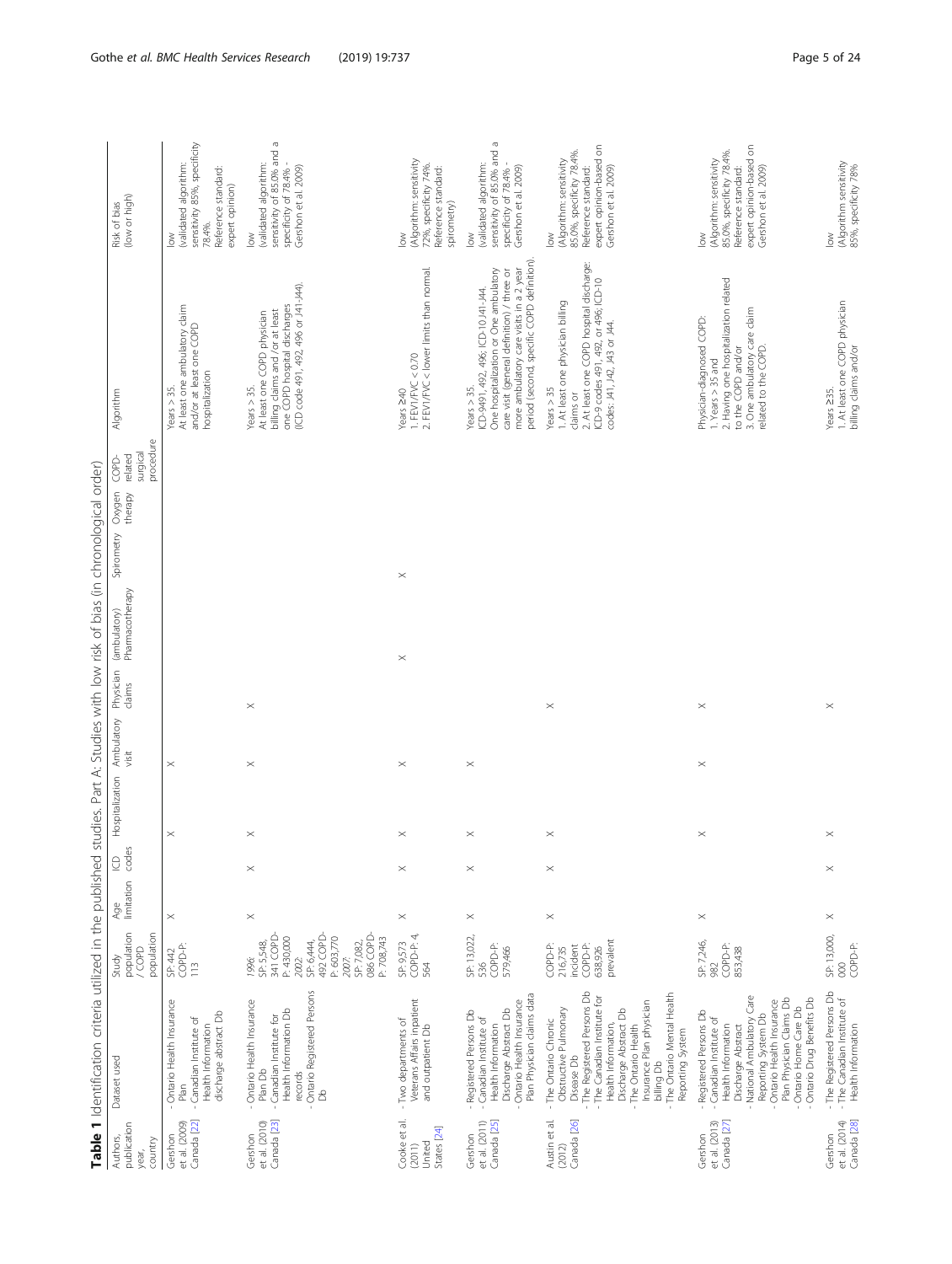**Table 1** Identification criteria utilized in the published studies. Part A: Studies with low risk of bias (in chronological order)

| Authors, publication year, country | Dataset used | Study population / COPD population | Age limitation | ICD codes | Hospitalization | Ambulatory visit | Physician claims | (ambulatory) Pharmacotherapy | Spirometry | Oxygen therapy | COPD-related surgical procedure | Algorithm | Risk of bias (low or high) |
|---|---|---|---|---|---|---|---|---|---|---|---|---|---|
| Gershon et al. (2009) Canada [22] | - Ontario Health Insurance Plan<br>- Canadian Institute of Health Information discharge abstract Db | SP: 442<br>COPD-P: 113 | × | | × | × | | | | | | Years > 35.<br>At least one ambulatory claim and/or at least one COPD hospitalization | low<br>(validated algorithm: sensitivity 85%, specificity 78.4%.<br>Reference standard: expert opinion) |
| Gershon et al. (2010) Canada [23] | - Ontario Health Insurance Plan Db<br>- Canadian Institute for Health Information Db records<br>- Ontario Registered Persons Db | *1996*:<br>SP: 5,548,341 COPD-P: 430,000<br>*2002*:<br>SP: 6,444,492 COPD-P: 603,770<br>*2007*:<br>SP: 7,082,086 COPD-P: 708,743 | × | × | × | × | × | | | | | Years > 35.<br>At least one COPD physician billing claims and /or at least one COPD hospital discharges (ICD code 491, 492, 496 or J41-J44). | low<br>(validated algorithm: sensitivity of 85.0% and a specificity of 78.4% - Gershon et al. 2009) |
| Cooke et al. (2011) United States [24] | - Two departments of Veterans Affairs inpatient and outpatient Db | SP: 9,573<br>COPD-P: 4,564 | × | × | × | × | | × | × | | | Years ≥40<br>1. FEV1/FVC < 0.70<br>2. FEV1/FVC < lower limits than normal. | low<br>(Algorithm: sensitivity 72%, specificity 74%.<br>Reference standard: spirometry) |
| Gershon et al. (2011) Canada [25] | - Registered Persons Db<br>- Canadian Institute of Health Information Discharge Abstract Db<br>- Ontario Health Insurance Plan Physician claims data | SP: 13,022,536<br>COPD-P: 579,466 | × | × | × | × | | | | | | Years > 35.<br>ICD-9491, 492, 496; ICD-10 J41-J44.<br>One hospitalization or One ambulatory care visit (general definition) / three or more ambulatory care visits in a 2 year period (second, specific COPD definition). | low<br>(validated algorithm: sensitivity of 85.0% and a specificity of 78.4% - Gershon et al. 2009) |
| Austin et al. (2012) Canada [26] | - The Ontario Chronic Obstructive Pulmonary Disease Db<br>- The Registered Persons Db<br>- The Canadian Institute for Health Information, Discharge Abstract Db<br>- The Ontario Health Insurance Plan physician billing Db<br>- The Ontario Mental Health Reporting System | COPD-P: 216,735 incident<br>COPD-P: 638,926 prevalent | × | × | × | | × | | | | | Years > 35<br>1. At least one physician billing claims or<br>2. At least one COPD hospital discharge: ICD-9 codes 491, 492, or 496; ICD-10 codes: J41, J42, J43 or J44. | low<br>(Algorithm: sensitivity 85.0%, specificity 78.4%.<br>Reference standard: expert opinion-based on Gershon et al. 2009) |
| Gershon et al. (2013) Canada [27] | - Registered Persons Db<br>- Canadian Institute of Health Information Discharge Abstract<br>- National Ambulatory Care Reporting System Db<br>- Ontario Health Insurance Plan Physician Claims Db<br>- Ontario Home Care Db<br>- Ontario Drug Benefits Db | SP: 7,246,982<br>COPD-P: 853,438 | × | | × | × | × | | | | | Physician-diagnosed COPD:<br>1. Years > 35 and<br>2. Having one hospitalization related to the COPD and/or<br>3. One ambulatory care claim related to the COPD. | low<br>(Algorithm: sensitivity 85.0%, specificity 78.4%.<br>Reference standard: expert opinion-based on Gershon et al. 2009) |
| Gershon et al. (2014) Canada [28] | - The Registered Persons Db<br>- The Canadian Institute of Health Information | SP: 13,000,000<br>COPD-P: | × | × | × | | × | | | | | Years ≥35.<br>1. At least one COPD physician billing claims and/or | low<br>(Algorithm sensitivity 85%, specificity 78% |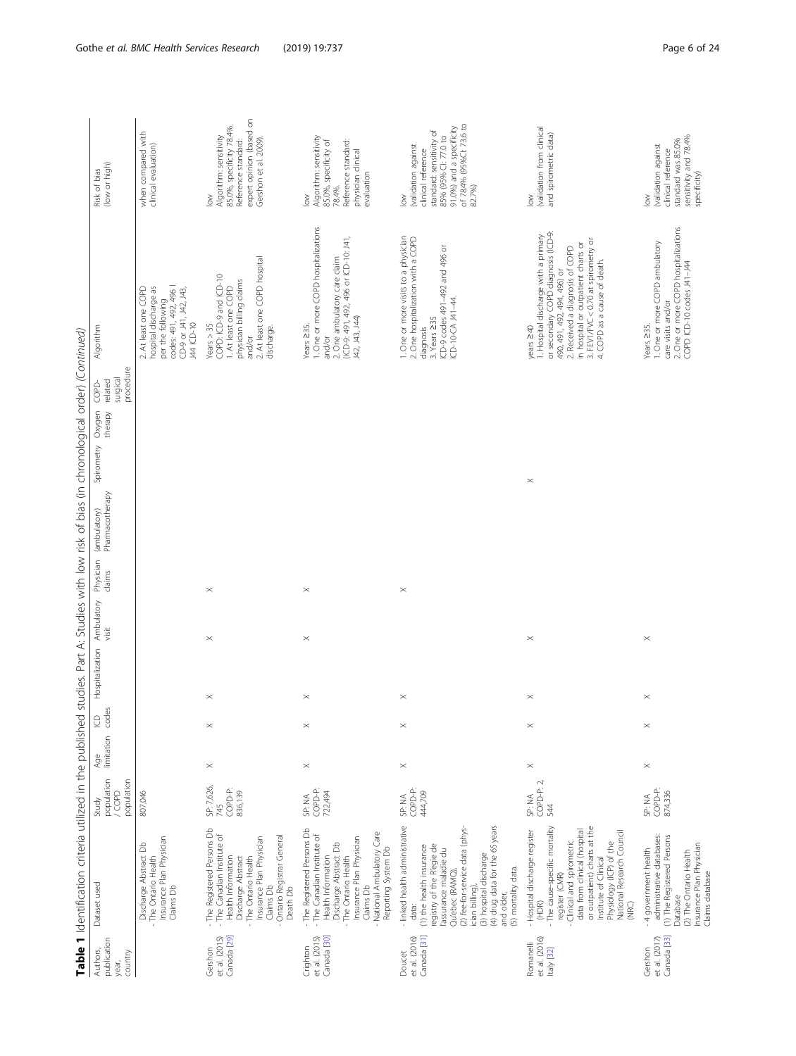**Table 1** Identification criteria utilized in the published studies. Part A: Studies with low risk of bias (in chronological order) *(Continued)*

| Authors, publication year, country | Dataset used | Study population / COPD population | Age limitation | ICD codes | Hospitalization | Ambulatory visit | Physician claims | (ambulatory) Pharmacotherapy | Spirometry | Oxygen therapy | COPD-related surgical procedure | Algorithm | Risk of bias (low or high) |
|---|---|---|---|---|---|---|---|---|---|---|---|---|---|
| | Discharge Abstract Db<br>- The Ontario Health Insurance Plan Physician Claims Db | 807,046 | | | | | | | | | | 2. At least one COPD hospital discharge as per the following codes: 491, 492, 496 I CD-9 or J41, J42, J43, J44 ICD-10 | when compared with clinical evaluation) |
| Gershon et al. (2015) Canada [29] | - The Registered Persons Db<br>- The Canadian Institute of Health Information Discharge Abstract<br>- The Ontario Health Insurance Plan Physician Claims Db<br>- Ontario Registrar General Death Db | SP: 7,626, 745<br>COPD-P: 836,139 | X | X | X | X | X | | | | | Years > 35<br>COPD: ICD-9 and ICD-10<br>1. At least one COPD physician billing claims and/or<br>2. At least one COPD hospital discharge. | low<br>Algorithm: sensitivity 85.0%, specificity 78.4%. Reference standard: expert opinion (based on Gershon et al. 2009). |
| Crighton et al. (2015) Canada [30] | - The Registered Persons Db<br>- The Canadian Institute of Health Information Discharge Abstract Db<br>- The Ontario Health Insurance Plan Physician Claims Db<br>- National Ambulatory Care Reporting System Db | SP: NA<br>COPD-P: 722,494 | X | X | X | X | X | | | | | Years ≥35<br>1. One or more COPD hospitalizations and/or<br>2. One ambulatory care claim (ICD-9: 491, 492, 496 or ICD-10: J41, J42, J43, J44) | low<br>Algorithm: sensitivity 85.0%, specificity of 78.4%.<br>Reference standard: physician clinical evaluation |
| Doucet et al. (2016) Canada [31] | - linked health administrative data:<br>(1) the health insurance registry of the Régie de l'assurance maladie du Québec (RAMQ),<br>(2) fee-for-service data (physician billing),<br>(3) hospital discharge<br>(4) drug data for the 65 years and older,<br>(5) mortality data. | SP: NA<br>COPD-P: 444,709 | X | X | X | | X | | | | | 1. One or more visits to a physician<br>2. One hospitalization with a COPD diagnosis<br>3. Years ≥35<br>ICD-9 codes 491–492 and 496 or ICD-10-CA J41–44. | low<br>(validation against clinical reference standard: sensitivity of 85% (95% CI: 77.0 to 91.0%) and a specificity of 78.4% (95%CI: 73.6 to 82.7%) |
| Romanelli et al. (2016) Italy [32] | - Hospital discharge register (HDR)<br>- The cause-specific mortality register (CMR)<br>- Clinical and spirometric data from clinical (hospital or outpatient) charts at the Institute of Clinical Physiology (ICP) of the National Research Council (NRC) | SP: NA<br>COPD-P: 2,544 | X | X | X | X | | | X | | | years ≥40<br>1. Hospital discharge with a primary or secondary COPD diagnosis (ICD-9: 490, 491, 492, 494, 496) or<br>2. Received a diagnosis of COPD in hospital or outpatient charts or<br>3. FEV1/FVC < 0.70 at spirometry or<br>4. COPD as a cause of death. | low<br>(validation from clinical and spirometric data) |
| Gershon et al. (2017) Canada [33] | - 4 government health administrative databases:<br>(1) The Registered Persons Database<br>(2) The Ontario Health Insurance Plan Physician Claims database | SP: NA<br>COPD-P: 874,336 | X | X | X | X | | | | | | Years ≥35.<br>1. One or more COPD ambulatory care visits and/or<br>2. One or more COPD hospitalizations COPD ICD-10 codes J41–J44 | low<br>(validation against clinical reference standard was 85.0% sensitivity and 78.4% specificity) |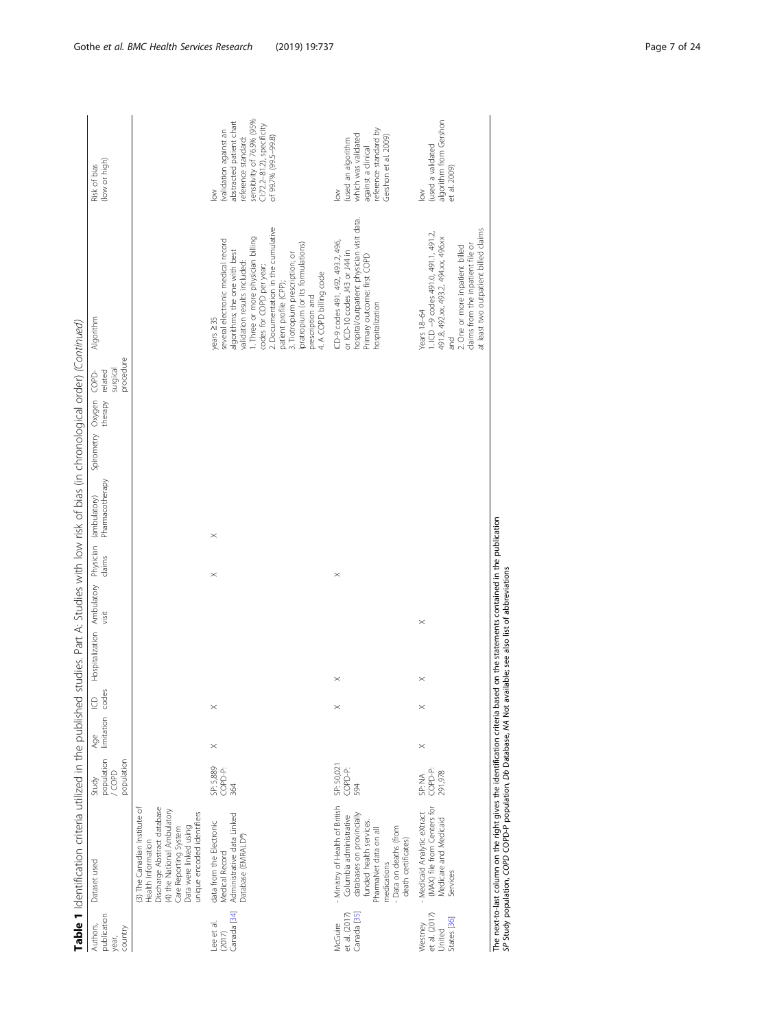**Table 1** Identification criteria utilized in the published studies. Part A: Studies with low risk of bias (in chronological order) *(Continued)*

| Authors, publication year, country | Dataset used | Study population / COPD population | Age limitation | ICD codes | Hospitalization | Ambulatory visit | Physician claims | (ambulatory) Pharmacotherapy | Spirometry | Oxygen therapy | COPD-related surgical procedure | Algorithm | Risk of bias (low or high) |
|---|---|---|---|---|---|---|---|---|---|---|---|---|---|
| | (3) The Canadian Institute of Health Information Discharge Abstract database (4) the National Ambulatory Care Reporting System Data were linked using unique encoded identifiers | | | | | | | | | | | | |
| Lee et al. (2017) Canada [34] | data from the Electronic Medical Record Administrative data Linked Database (EMRALD®) | SP: 5,889 COPD-P: 364 | × | × | | | × | × | | | | years ≥35 several electronic medical record algorithms; the one with best validation results included: 1. Three or more physician billing codes for COPD per year; 2. Documentation in the cumulative patient profile (CPP); 3. Tiotropium prescription; or ipratropium (or its formulations) prescription and 4. A COPD billing code | low (validation against an abstracted patient chart reference standard: sensitivity of 76.9% (95% CI:72.2–81.2), specificity of 99.7% (99.5–99.8) |
| McGuire et al. (2017) Canada [35] | - Ministry of Health of British Columbia administrative databases on provincially funded health services. PharmaNet data on all medications - Data on deaths (from death certificates) | SP: 50,021 COPD-P: 594 | | × | × | | × | | | | | ICD-9 codes 491, 492, 493.2, 496, or ICD-10 codes J43 or J44 in hospital/outpatient physician visit data. Primary outcome: first COPD hospitalization | low (used an algorithm which was validated against a clinical reference standard by Gershon et al. 2009) |
| Westney et al. (2017) United States [36] | - Medicaid Analytic eXtract (MAX) file from Centers for Medicare and Medicaid Services | SP: NA COPD-P: 291,978 | × | × | × | × | | | | | | Years 18–64 1. ICD −9 codes 491.0, 491.1, 491.2, 491.8, 492.xx, 493.2, 494.xx, 496xx and 2. One or more inpatient billed claims from the inpatient file or at least two outpatient billed claims | low (used a validated algorithm from Gershon et al. 2009) |

The next-to-last column on the right gives the identification criteria based on the statements contained in the publication
*SP* Study population, *COPD* COPD-P population, *Db* Database, *NA* Not available; see also list of abbreviations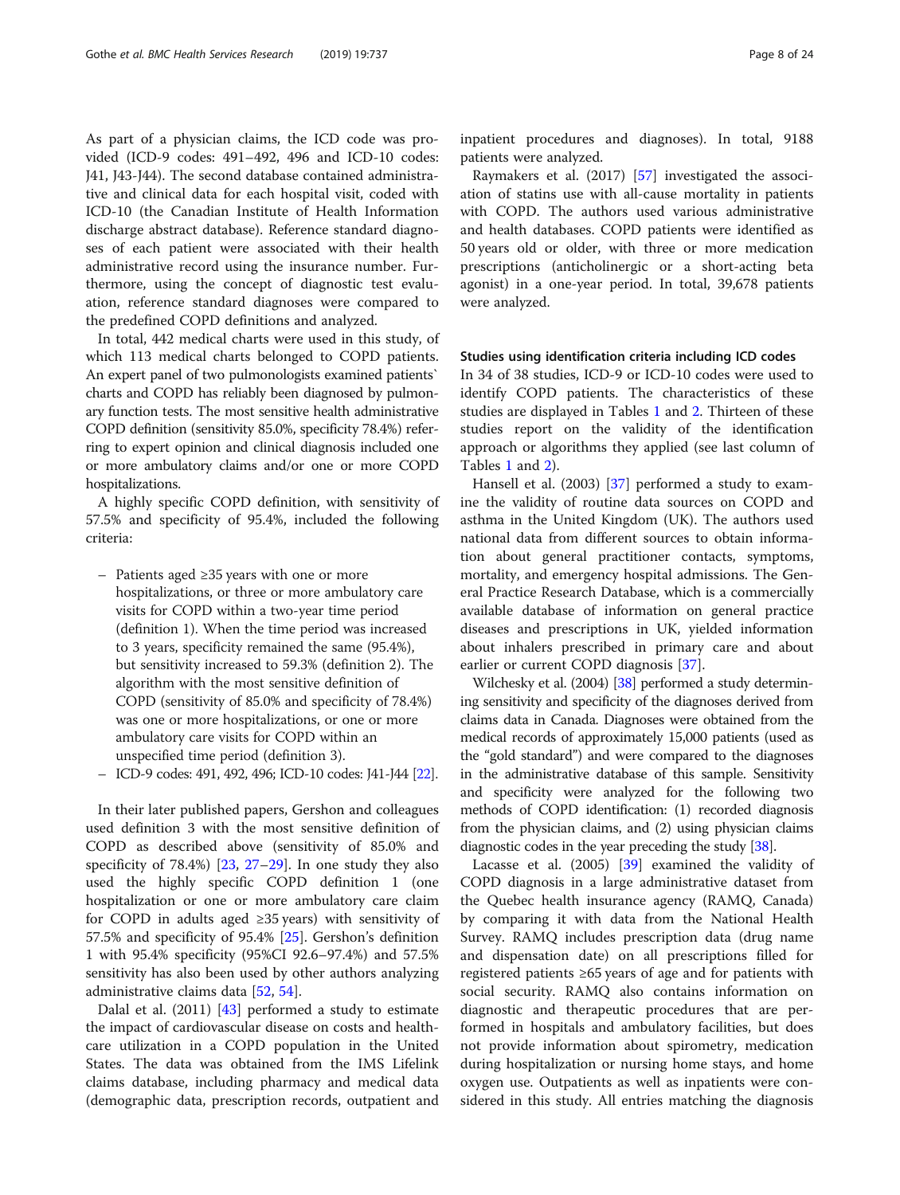As part of a physician claims, the ICD code was provided (ICD-9 codes: 491–492, 496 and ICD-10 codes: J41, J43-J44). The second database contained administrative and clinical data for each hospital visit, coded with ICD-10 (the Canadian Institute of Health Information discharge abstract database). Reference standard diagnoses of each patient were associated with their health administrative record using the insurance number. Furthermore, using the concept of diagnostic test evaluation, reference standard diagnoses were compared to the predefined COPD definitions and analyzed.

In total, 442 medical charts were used in this study, of which 113 medical charts belonged to COPD patients. An expert panel of two pulmonologists examined patients` charts and COPD has reliably been diagnosed by pulmonary function tests. The most sensitive health administrative COPD definition (sensitivity 85.0%, specificity 78.4%) referring to expert opinion and clinical diagnosis included one or more ambulatory claims and/or one or more COPD hospitalizations.

A highly specific COPD definition, with sensitivity of 57.5% and specificity of 95.4%, included the following criteria:

- Patients aged ≥35 years with one or more hospitalizations, or three or more ambulatory care visits for COPD within a two-year time period (definition 1). When the time period was increased to 3 years, specificity remained the same (95.4%), but sensitivity increased to 59.3% (definition 2). The algorithm with the most sensitive definition of COPD (sensitivity of 85.0% and specificity of 78.4%) was one or more hospitalizations, or one or more ambulatory care visits for COPD within an unspecified time period (definition 3).
- ICD-9 codes: 491, 492, 496; ICD-10 codes: J41-J44 [22].

In their later published papers, Gershon and colleagues used definition 3 with the most sensitive definition of COPD as described above (sensitivity of 85.0% and specificity of 78.4%) [23, 27–29]. In one study they also used the highly specific COPD definition 1 (one hospitalization or one or more ambulatory care claim for COPD in adults aged ≥35 years) with sensitivity of 57.5% and specificity of 95.4% [25]. Gershon's definition 1 with 95.4% specificity (95%CI 92.6–97.4%) and 57.5% sensitivity has also been used by other authors analyzing administrative claims data [52, 54].

Dalal et al. (2011) [43] performed a study to estimate the impact of cardiovascular disease on costs and healthcare utilization in a COPD population in the United States. The data was obtained from the IMS Lifelink claims database, including pharmacy and medical data (demographic data, prescription records, outpatient and inpatient procedures and diagnoses). In total, 9188 patients were analyzed.

Raymakers et al. (2017) [57] investigated the association of statins use with all-cause mortality in patients with COPD. The authors used various administrative and health databases. COPD patients were identified as 50 years old or older, with three or more medication prescriptions (anticholinergic or a short-acting beta agonist) in a one-year period. In total, 39,678 patients were analyzed.

### Studies using identification criteria including ICD codes

In 34 of 38 studies, ICD-9 or ICD-10 codes were used to identify COPD patients. The characteristics of these studies are displayed in Tables 1 and 2. Thirteen of these studies report on the validity of the identification approach or algorithms they applied (see last column of Tables 1 and 2).

Hansell et al. (2003) [37] performed a study to examine the validity of routine data sources on COPD and asthma in the United Kingdom (UK). The authors used national data from different sources to obtain information about general practitioner contacts, symptoms, mortality, and emergency hospital admissions. The General Practice Research Database, which is a commercially available database of information on general practice diseases and prescriptions in UK, yielded information about inhalers prescribed in primary care and about earlier or current COPD diagnosis [37].

Wilchesky et al. (2004) [38] performed a study determining sensitivity and specificity of the diagnoses derived from claims data in Canada. Diagnoses were obtained from the medical records of approximately 15,000 patients (used as the "gold standard") and were compared to the diagnoses in the administrative database of this sample. Sensitivity and specificity were analyzed for the following two methods of COPD identification: (1) recorded diagnosis from the physician claims, and (2) using physician claims diagnostic codes in the year preceding the study [38].

Lacasse et al. (2005) [39] examined the validity of COPD diagnosis in a large administrative dataset from the Quebec health insurance agency (RAMQ, Canada) by comparing it with data from the National Health Survey. RAMQ includes prescription data (drug name and dispensation date) on all prescriptions filled for registered patients ≥65 years of age and for patients with social security. RAMQ also contains information on diagnostic and therapeutic procedures that are performed in hospitals and ambulatory facilities, but does not provide information about spirometry, medication during hospitalization or nursing home stays, and home oxygen use. Outpatients as well as inpatients were considered in this study. All entries matching the diagnosis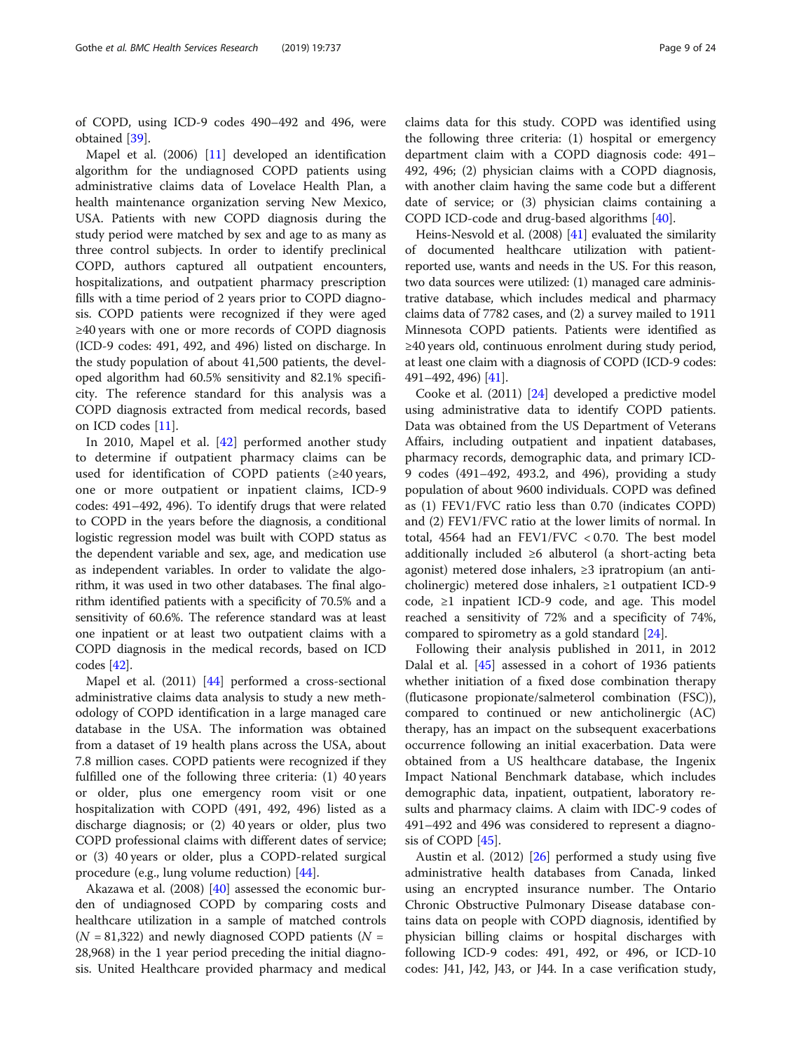of COPD, using ICD-9 codes 490–492 and 496, were obtained [39].

Mapel et al. (2006) [11] developed an identification algorithm for the undiagnosed COPD patients using administrative claims data of Lovelace Health Plan, a health maintenance organization serving New Mexico, USA. Patients with new COPD diagnosis during the study period were matched by sex and age to as many as three control subjects. In order to identify preclinical COPD, authors captured all outpatient encounters, hospitalizations, and outpatient pharmacy prescription fills with a time period of 2 years prior to COPD diagnosis. COPD patients were recognized if they were aged ≥40 years with one or more records of COPD diagnosis (ICD-9 codes: 491, 492, and 496) listed on discharge. In the study population of about 41,500 patients, the developed algorithm had 60.5% sensitivity and 82.1% specificity. The reference standard for this analysis was a COPD diagnosis extracted from medical records, based on ICD codes [11].

In 2010, Mapel et al. [42] performed another study to determine if outpatient pharmacy claims can be used for identification of COPD patients (≥40 years, one or more outpatient or inpatient claims, ICD-9 codes: 491–492, 496). To identify drugs that were related to COPD in the years before the diagnosis, a conditional logistic regression model was built with COPD status as the dependent variable and sex, age, and medication use as independent variables. In order to validate the algorithm, it was used in two other databases. The final algorithm identified patients with a specificity of 70.5% and a sensitivity of 60.6%. The reference standard was at least one inpatient or at least two outpatient claims with a COPD diagnosis in the medical records, based on ICD codes [42].

Mapel et al. (2011) [44] performed a cross-sectional administrative claims data analysis to study a new methodology of COPD identification in a large managed care database in the USA. The information was obtained from a dataset of 19 health plans across the USA, about 7.8 million cases. COPD patients were recognized if they fulfilled one of the following three criteria: (1) 40 years or older, plus one emergency room visit or one hospitalization with COPD (491, 492, 496) listed as a discharge diagnosis; or (2) 40 years or older, plus two COPD professional claims with different dates of service; or (3) 40 years or older, plus a COPD-related surgical procedure (e.g., lung volume reduction) [44].

Akazawa et al. (2008) [40] assessed the economic burden of undiagnosed COPD by comparing costs and healthcare utilization in a sample of matched controls ($N$ = 81,322) and newly diagnosed COPD patients ($N$ = 28,968) in the 1 year period preceding the initial diagnosis. United Healthcare provided pharmacy and medical claims data for this study. COPD was identified using the following three criteria: (1) hospital or emergency department claim with a COPD diagnosis code: 491–492, 496; (2) physician claims with a COPD diagnosis, with another claim having the same code but a different date of service; or (3) physician claims containing a COPD ICD-code and drug-based algorithms [40].

Heins-Nesvold et al. (2008) [41] evaluated the similarity of documented healthcare utilization with patient-reported use, wants and needs in the US. For this reason, two data sources were utilized: (1) managed care administrative database, which includes medical and pharmacy claims data of 7782 cases, and (2) a survey mailed to 1911 Minnesota COPD patients. Patients were identified as ≥40 years old, continuous enrolment during study period, at least one claim with a diagnosis of COPD (ICD-9 codes: 491–492, 496) [41].

Cooke et al. (2011) [24] developed a predictive model using administrative data to identify COPD patients. Data was obtained from the US Department of Veterans Affairs, including outpatient and inpatient databases, pharmacy records, demographic data, and primary ICD-9 codes (491–492, 493.2, and 496), providing a study population of about 9600 individuals. COPD was defined as (1) FEV1/FVC ratio less than 0.70 (indicates COPD) and (2) FEV1/FVC ratio at the lower limits of normal. In total, 4564 had an FEV1/FVC < 0.70. The best model additionally included ≥6 albuterol (a short-acting beta agonist) metered dose inhalers, ≥3 ipratropium (an anticholinergic) metered dose inhalers, ≥1 outpatient ICD-9 code, ≥1 inpatient ICD-9 code, and age. This model reached a sensitivity of 72% and a specificity of 74%, compared to spirometry as a gold standard [24].

Following their analysis published in 2011, in 2012 Dalal et al. [45] assessed in a cohort of 1936 patients whether initiation of a fixed dose combination therapy (fluticasone propionate/salmeterol combination (FSC)), compared to continued or new anticholinergic (AC) therapy, has an impact on the subsequent exacerbations occurrence following an initial exacerbation. Data were obtained from a US healthcare database, the Ingenix Impact National Benchmark database, which includes demographic data, inpatient, outpatient, laboratory results and pharmacy claims. A claim with IDC-9 codes of 491–492 and 496 was considered to represent a diagnosis of COPD [45].

Austin et al. (2012) [26] performed a study using five administrative health databases from Canada, linked using an encrypted insurance number. The Ontario Chronic Obstructive Pulmonary Disease database contains data on people with COPD diagnosis, identified by physician billing claims or hospital discharges with following ICD-9 codes: 491, 492, or 496, or ICD-10 codes: J41, J42, J43, or J44. In a case verification study,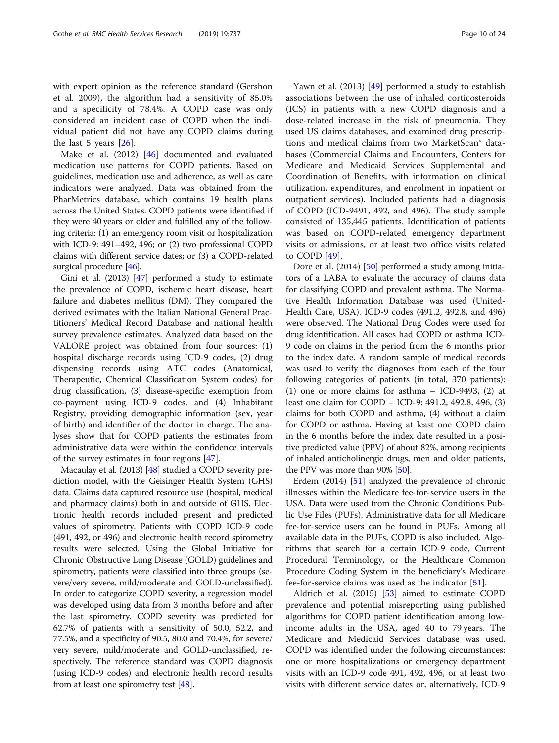with expert opinion as the reference standard (Gershon et al. 2009), the algorithm had a sensitivity of 85.0% and a specificity of 78.4%. A COPD case was only considered an incident case of COPD when the individual patient did not have any COPD claims during the last 5 years [26].

Make et al. (2012) [46] documented and evaluated medication use patterns for COPD patients. Based on guidelines, medication use and adherence, as well as care indicators were analyzed. Data was obtained from the PharMetrics database, which contains 19 health plans across the United States. COPD patients were identified if they were 40 years or older and fulfilled any of the following criteria: (1) an emergency room visit or hospitalization with ICD-9: 491–492, 496; or (2) two professional COPD claims with different service dates; or (3) a COPD-related surgical procedure [46].

Gini et al. (2013) [47] performed a study to estimate the prevalence of COPD, ischemic heart disease, heart failure and diabetes mellitus (DM). They compared the derived estimates with the Italian National General Practitioners' Medical Record Database and national health survey prevalence estimates. Analyzed data based on the VALORE project was obtained from four sources: (1) hospital discharge records using ICD-9 codes, (2) drug dispensing records using ATC codes (Anatomical, Therapeutic, Chemical Classification System codes) for drug classification, (3) disease-specific exemption from co-payment using ICD-9 codes, and (4) Inhabitant Registry, providing demographic information (sex, year of birth) and identifier of the doctor in charge. The analyses show that for COPD patients the estimates from administrative data were within the confidence intervals of the survey estimates in four regions [47].

Macaulay et al. (2013) [48] studied a COPD severity prediction model, with the Geisinger Health System (GHS) data. Claims data captured resource use (hospital, medical and pharmacy claims) both in and outside of GHS. Electronic health records included present and predicted values of spirometry. Patients with COPD ICD-9 code (491, 492, or 496) and electronic health record spirometry results were selected. Using the Global Initiative for Chronic Obstructive Lung Disease (GOLD) guidelines and spirometry, patients were classified into three groups (severe/very severe, mild/moderate and GOLD-unclassified). In order to categorize COPD severity, a regression model was developed using data from 3 months before and after the last spirometry. COPD severity was predicted for 62.7% of patients with a sensitivity of 50.0, 52.2, and 77.5%, and a specificity of 90.5, 80.0 and 70.4%, for severe/very severe, mild/moderate and GOLD-unclassified, respectively. The reference standard was COPD diagnosis (using ICD-9 codes) and electronic health record results from at least one spirometry test [48].

Yawn et al. (2013) [49] performed a study to establish associations between the use of inhaled corticosteroids (ICS) in patients with a new COPD diagnosis and a dose-related increase in the risk of pneumonia. They used US claims databases, and examined drug prescriptions and medical claims from two MarketScan® databases (Commercial Claims and Encounters, Centers for Medicare and Medicaid Services Supplemental and Coordination of Benefits, with information on clinical utilization, expenditures, and enrolment in inpatient or outpatient services). Included patients had a diagnosis of COPD (ICD-9491, 492, and 496). The study sample consisted of 135,445 patients. Identification of patients was based on COPD-related emergency department visits or admissions, or at least two office visits related to COPD [49].

Dore et al. (2014) [50] performed a study among initiators of a LABA to evaluate the accuracy of claims data for classifying COPD and prevalent asthma. The Normative Health Information Database was used (United-Health Care, USA). ICD-9 codes (491.2, 492.8, and 496) were observed. The National Drug Codes were used for drug identification. All cases had COPD or asthma ICD-9 code on claims in the period from the 6 months prior to the index date. A random sample of medical records was used to verify the diagnoses from each of the four following categories of patients (in total, 370 patients): (1) one or more claims for asthma – ICD-9493, (2) at least one claim for COPD – ICD-9: 491.2, 492.8, 496, (3) claims for both COPD and asthma, (4) without a claim for COPD or asthma. Having at least one COPD claim in the 6 months before the index date resulted in a positive predicted value (PPV) of about 82%, among recipients of inhaled anticholinergic drugs, men and older patients, the PPV was more than 90% [50].

Erdem (2014) [51] analyzed the prevalence of chronic illnesses within the Medicare fee-for-service users in the USA. Data were used from the Chronic Conditions Public Use Files (PUFs). Administrative data for all Medicare fee-for-service users can be found in PUFs. Among all available data in the PUFs, COPD is also included. Algorithms that search for a certain ICD-9 code, Current Procedural Terminology, or the Healthcare Common Procedure Coding System in the beneficiary's Medicare fee-for-service claims was used as the indicator [51].

Aldrich et al. (2015) [53] aimed to estimate COPD prevalence and potential misreporting using published algorithms for COPD patient identification among low-income adults in the USA, aged 40 to 79 years. The Medicare and Medicaid Services database was used. COPD was identified under the following circumstances: one or more hospitalizations or emergency department visits with an ICD-9 code 491, 492, 496, or at least two visits with different service dates or, alternatively, ICD-9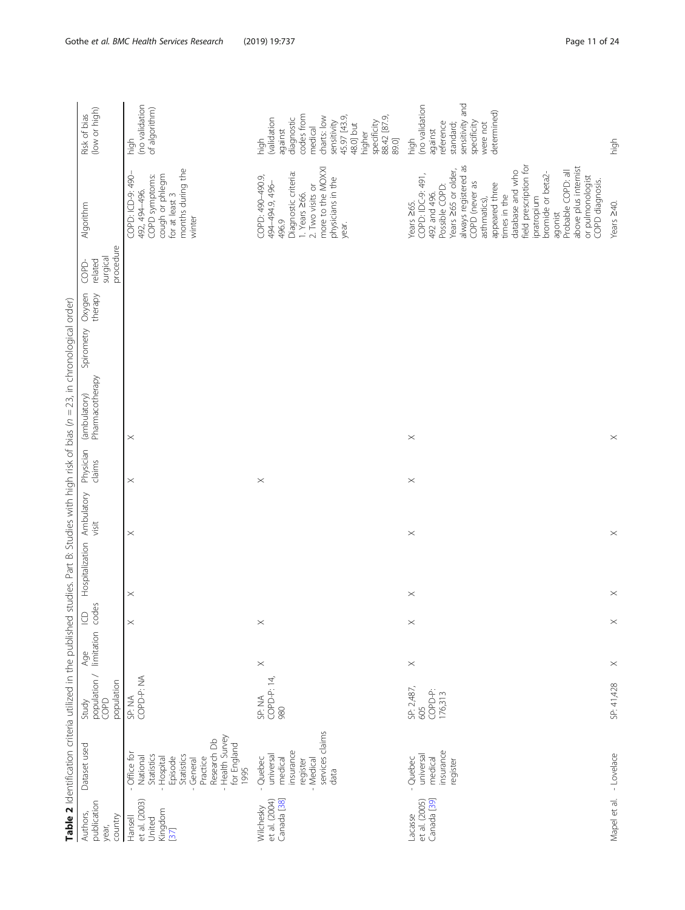**Table 2** Identification criteria utilized in the published studies. Part B: Studies with high risk of bias (n = 23, in chronological order)

| Authors, publication year, country | Dataset used | Study population / COPD population | Age limitation | ICD codes | Hospitalization | Ambulatory visit | Physician claims | (ambulatory) Pharmacotherapy | Spirometry | Oxygen therapy | COPD-related surgical procedure | Algorithm | Risk of bias (low or high) |
|---|---|---|---|---|---|---|---|---|---|---|---|---|---|
| Hansell et al. (2003) United Kingdom [37] | - Office for National Statistics<br>- Hospital Episode Statistics<br>- General Practice Research Db<br>- Health Survey for England 1995 | SP: NA<br>COPD-P: NA | | X | X | X | X | X | | | | COPD: ICD-9: 490–492, 494–496.<br>COPD symptoms: cough or phlegm for at least 3 months during the winter | high (no validation of algorithm) |
| Wilchesky et al. (2004) Canada [38] | - Quebec universal medical insurance register<br>- Medical services claims data | SP: NA<br>COPD-P: 14,980 | X | X | | | X | | | | | COPD: 490–490.9, 494–494.9, 496–496.9<br>Diagnostic criteria:<br>1. Years ≥66.<br>2. Two visits or more to the MOXXI physicians in the year. | high (validation against diagnostic codes from medical charts: low sensitivity 45.97 [43.9, 48.0] but higher specificity 88.42 [87.9, 89.0] |
| Lacasse et al. (2005) Canada [39] | - Quebec universal medical insurance register | SP: 2,487,605<br>COPD-P: 176,313 | X | X | X | X | X | X | | | | Years ≥65.<br>COPD: IDC-9: 491, 492 and 496.<br>Possible COPD: Years ≥65 or older, always registered as COPD (never as asthmatics), appeared three times in the database and who field prescription for ipratropium bromide or beta2-agonist.<br>Probable COPD: all above plus internist or pulmonologist COPD diagnosis. | high (no validation against reference standard; sensitivity and specificity were not determined) |
| Mapel et al. | - Lovelace | SP: 41,428 | X | X | X | X | | X | | | | Years ≥40. | high |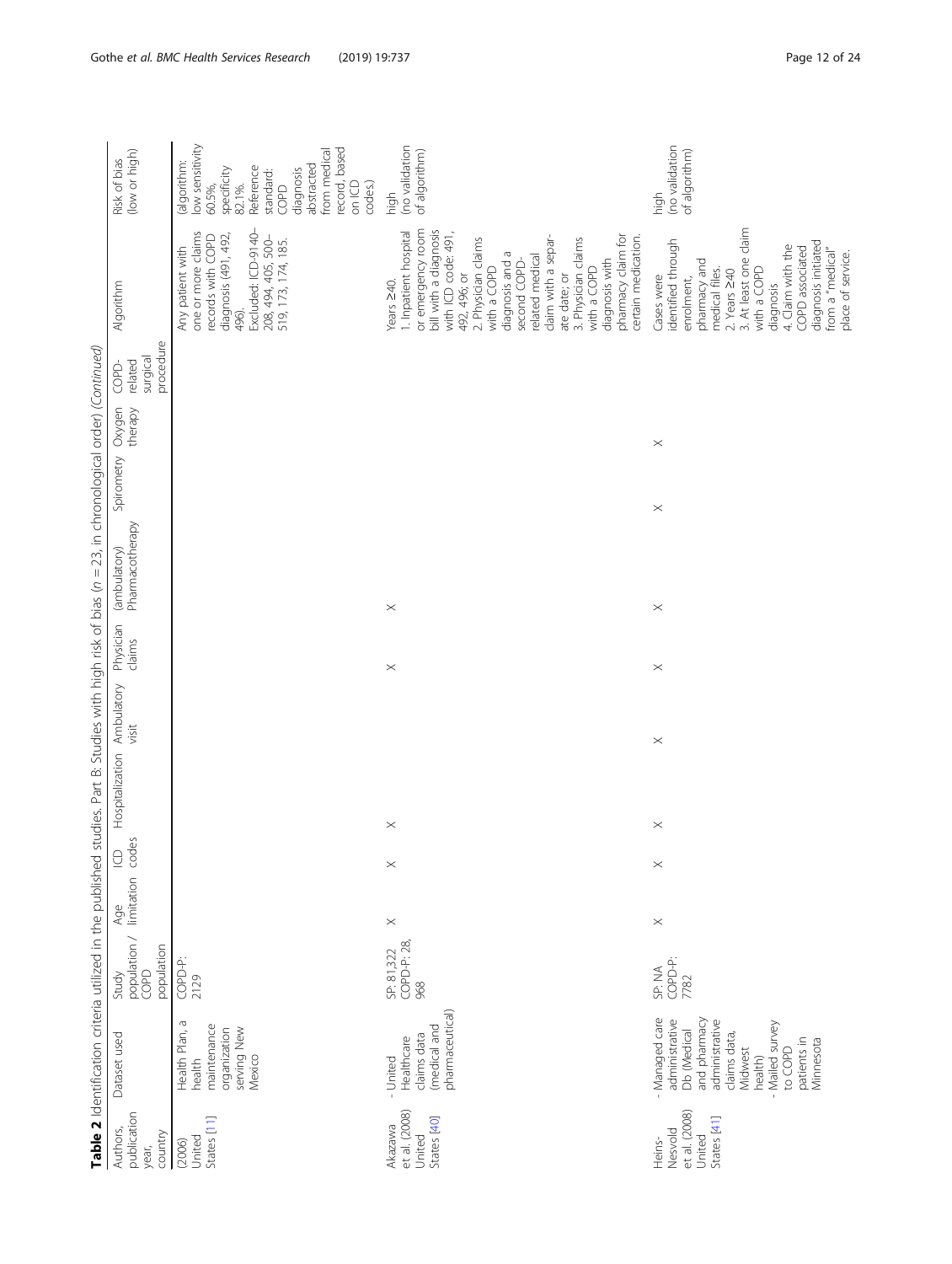**Table 2** Identification criteria utilized in the published studies. Part B: Studies with high risk of bias ($n$ = 23, in chronological order) *(Continued)*

| Authors, publication year, country | Dataset used | Study population / COPD population | Age limitation | ICD codes | Hospitalization | Ambulatory visit | Physician claims | (ambulatory) Pharmacotherapy | Spirometry | Oxygen therapy | COPD-related surgical procedure | Algorithm | Risk of bias (low or high) |
|---|---|---|---|---|---|---|---|---|---|---|---|---|---|
| (2006) United States [11] | Health Plan, a health maintenance organization serving New Mexico | COPD-P: 2129 | | | | | | | | | | Any patient with one or more claims records with COPD diagnosis (491, 492, 496). Excluded: ICD-9140–208, 494, 405, 500–519, 173, 174, 185. | (algorithm: low sensitivity 60.5%, specificity 82.1%. Reference standard: COPD diagnosis abstracted from medical record, based on ICD codes.) |
| Akazawa et al. (2008) United States [40] | - United Healthcare claims data (medical and pharmaceutical) | SP: 81,322 COPD-P: 28,968 | X | X | X | | X | X | | | | Years ≥40. 1. Inpatient hospital or emergency room bill with a diagnosis with ICD code: 491, 492, 496; or 2. Physician claims with a COPD diagnosis and a second COPD-related medical claim with a separate date; or 3. Physician claims with a COPD diagnosis with pharmacy claim for certain medication. | high (no validation of algorithm) |
| Heins-Nesvold et al. (2008) United States [41] | - Managed care administrative Db (Medical and pharmacy administrative claims data, Midwest health) - Mailed survey to COPD patients in Minnesota | SP: NA COPD-P: 7782 | X | X | X | X | X | X | X | X | | Cases were identified through enrolment, pharmacy and medical files. 2. Years ≥40 3. At least one claim with a COPD diagnosis 4. Claim with the COPD associated diagnosis initiated from a "medical" place of service. | high (no validation of algorithm) |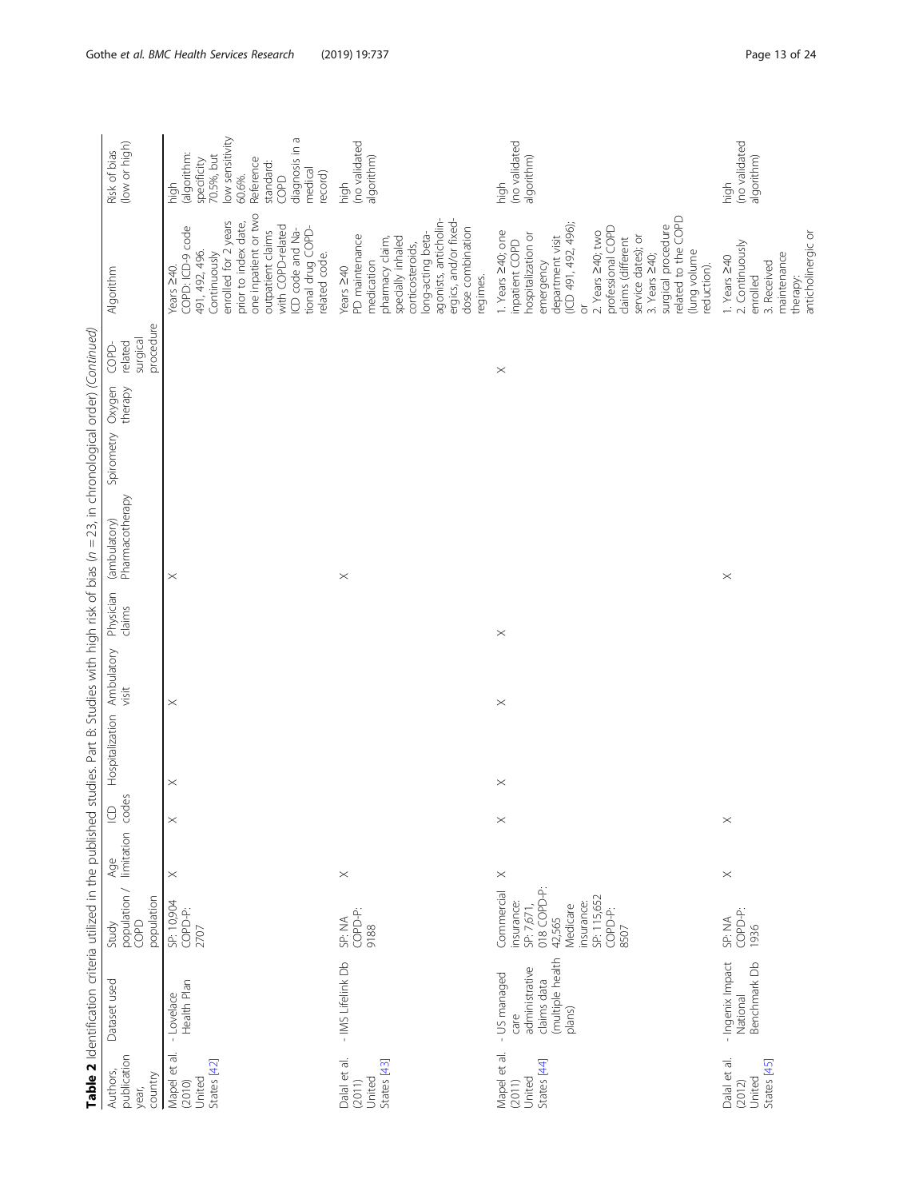**Table 2** Identification criteria utilized in the published studies. Part B: Studies with high risk of bias (n = 23, in chronological order) *(Continued)*

| Authors, publication year, country | Dataset used | Study population / COPD population | Age limitation | ICD codes | Hospitalization | Ambulatory visit | Physician claims | (ambulatory) Pharmacotherapy | Spirometry | Oxygen therapy | COPD-related surgical procedure | Algorithm | Risk of bias (low or high) |
|---|---|---|---|---|---|---|---|---|---|---|---|---|---|
| Mapel et al. (2010) United States [42] | - Lovelace Health Plan | SP: 10,904 COPD-P: 2707 | × | × | × | × | | × | | | | Years ≥40. COPD: ICD-9 code 491, 492, 496. Continuously enrolled for 2 years prior to index date, one inpatient or two outpatient claims with COPD-related ICD code and National drug COPD-related code. | high (algorithm: specificity 70.5%, but low sensitivity 60.6%. Reference standard: COPD diagnosis in a medical record) |
| Dalal et al. (2011) United States [43] | - IMS Lifelink Db | SP: NA COPD-P: 9188 | × | | | | | × | | | | Years ≥40 PD maintenance medication pharmacy claim, specially inhaled corticosteroids, long-acting beta-agonists, anticholinergics, and/or fixed-dose combination regimes. | high (no validated algorithm) |
| Mapel et al. (2011) United States [44] | - US managed care administrative claims data (multiple health plans) | Commercial insurance: SP: 7,671,018 COPD-P: 42,565 Medicare insurance: SP: 115,652 COPD-P: 8507 | × | × | × | × | × | | | | × | 1. Years ≥40; one inpatient COPD hospitalization or emergency department visit (ICD 491, 492, 496); or 2. Years ≥40; two professional COPD claims (different service dates); or 3. Years ≥40; surgical procedure related to the COPD (lung volume reduction). | high (no validated algorithm) |
| Dalal et al. (2012) United States [45] | - Ingenix Impact National Benchmark Db | SP: NA COPD-P: 1936 | × | × | | | | × | | | | 1. Years ≥40 2. Continuously enrolled 3. Received maintenance therapy: anticholinergic or | high (no validated algorithm) |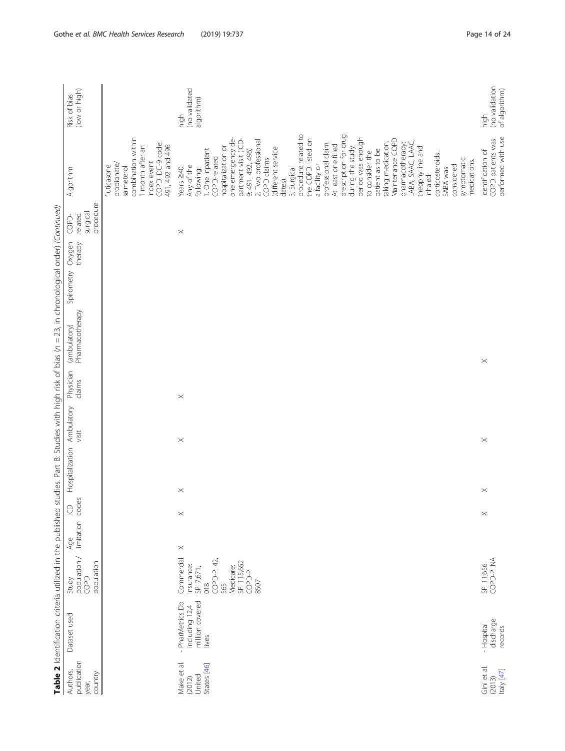**Table 2** Identification criteria utilized in the published studies. Part B: Studies with high risk of bias (n = 23, in chronological order) *(Continued)*

| Authors, publication year, country | Dataset used | Study population / COPD population | Age limitation | ICD codes | Hospitalization | Ambulatory visit | Physician claims | (ambulatory) Pharmacotherapy | Spirometry | Oxygen therapy | COPD-related surgical procedure | Algorithm | Risk of bias (low or high) |
|---|---|---|---|---|---|---|---|---|---|---|---|---|---|
| | | | | | | | | | | | | fluticasone propionate/ salmeterol combination within 1 month after an index event COPD IDC-9 code: 491, 492 and 496 | |
| Make et al. (2012) United States [46] | - PharMetrics Db including 12,4 million covered lives | Commercial insurance: SP: 7.671, 018 COPD-P: 42, 565 Medicare: SP: 115,652 COPD-P: 8507 | X | X | X | X | X | | | | X | Years ≥40. Any of the following: 1. One inpatient COPD-related hospitalization or one emergency department visit (ICD-9: 491, 492, 496) 2. Two professional COPD claims (different service dates) 3. Surgical procedure related to the COPD listed on a facility or professional claim. At least one filled prescription for drug during the study period was enough to consider the patient as to be taking medication. Maintenance COPD pharmacotherapy: LABA, SAAC, LAAC, theophylline and inhaled corticosteroids. SABA was considered symptomatic medications. | high (no validated algorithm) |
| Gini et al. (2013) Italy [47] | - Hospital discharge records | SP: 11,656 COPD-P: NA | | X | X | X | | X | | | | Identification of COPD patients was performed with use | high (no validation of algorithm) |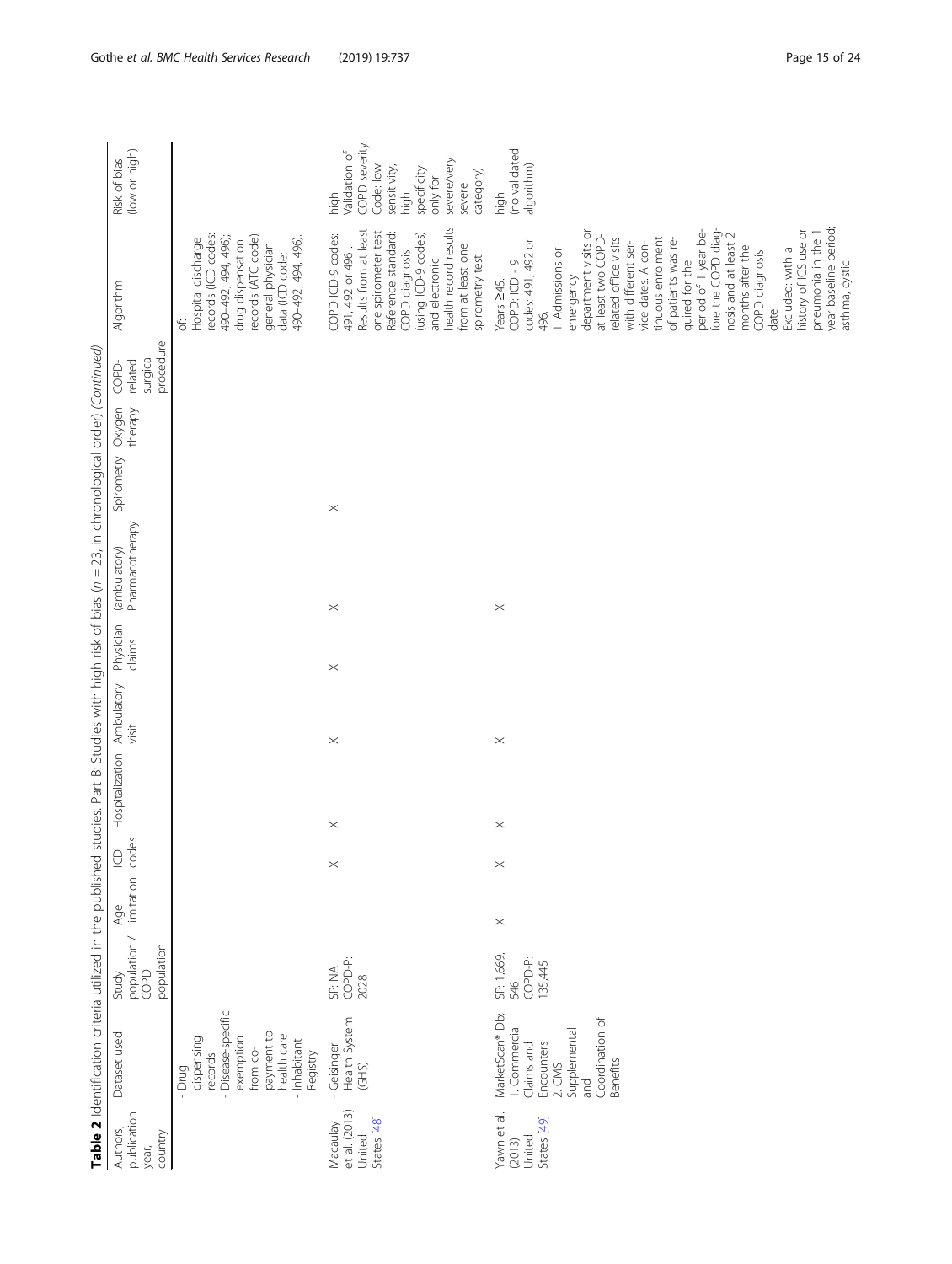**Table 2** Identification criteria utilized in the published studies. Part B: Studies with high risk of bias (*n* = 23, in chronological order) *(Continued)*

| Authors, publication year, country | Dataset used | Study population / COPD population | Age limitation | ICD codes | Hospitalization | Ambulatory visit | Physician claims | (ambulatory) Pharmacotherapy | Spirometry | Oxygen therapy | COPD-related surgical procedure | Algorithm | Risk of bias (low or high) |
|---|---|---|---|---|---|---|---|---|---|---|---|---|---|
| | - Drug dispensing records<br>- Disease-specific exemption from co-payment to health care<br>- Inhabitant Registry | | | | | | | | | | | of:<br>Hospital discharge records (ICD codes: 490–492; 494, 496); drug dispensation records (ATC code); general physician data (ICD code: 490–492, 494, 496). | |
| Macaulay et al. (2013) United States [48] | - Geisinger Health System (GHS) | SP: NA<br>COPD-P: 2028 | | X | X | X | X | X | X | | | COPD ICD-9 codes: 491, 492 or 496 .<br>Results from at least one spirometer test<br>Reference standard: COPD diagnosis (using ICD-9 codes) and electronic health record results from at least one spirometry test. | high<br>Validation of COPD severity Code: low sensitivity, high specificity only for severe/very severe category) |
| Yawn et al. (2013) United States [49] | MarketScan® Db:<br>1. Commercial Claims and Encounters<br>2. CMS Supplemental and Coordination of Benefits | SP: 1,669, 546<br>COPD-P: 135,445 | X | X | X | X | | X | | | | Years ≥45.<br>COPD: ICD - 9 codes: 491, 492 or 496.<br>1. Admissions or emergency department visits or at least two COPD-related office visits with different service dates. A continuous enrolment of patients was required for the period of 1 year before the COPD diagnosis and at least 2 months after the COPD diagnosis date.<br>Excluded: with a history of ICS use or pneumonia in the 1 year baseline period; asthma, cystic | high<br>(no validated algorithm) |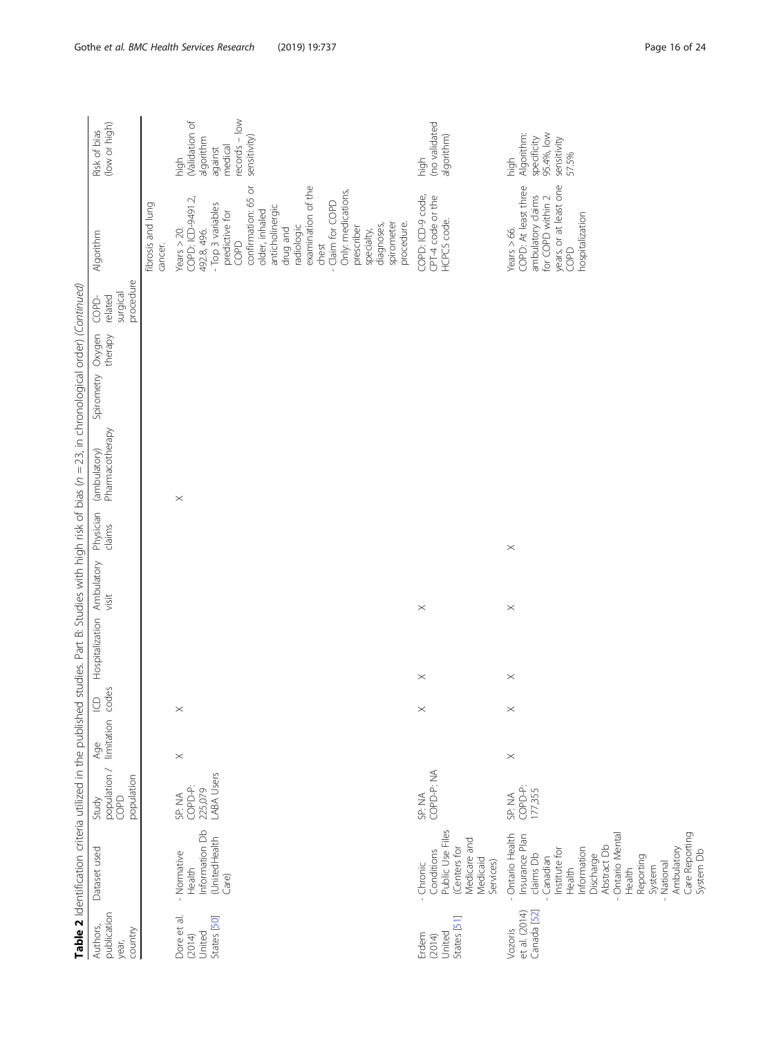**Table 2** Identification criteria utilized in the published studies. Part B: Studies with high risk of bias (*n* = 23, in chronological order) *(Continued)*

| Authors, publication year, country | Dataset used | Study population / COPD population | Age limitation | ICD codes | Hospitalization | Ambulatory visit | Physician claims | (ambulatory) Pharmacotherapy | Spirometry | Oxygen therapy | COPD-related surgical procedure | Algorithm | Risk of bias (low or high) |
|---|---|---|---|---|---|---|---|---|---|---|---|---|---|
| | | | | | | | | | | | | fibrosis and lung cancer. | |
| Dore et al. (2014) United States [50] | - Normative Health Information Db (UnitedHealth Care) | SP: NA COPD-P: 225,079 LABA Users | X | X | | | | X | | | | Years > 20. COPD: ICD-9491.2, 492.8, 496. - Top 3 variables predictive for COPD confirmation: 65 or older, inhaled anticholinergic drug and radiologic examination of the chest - Claim for COPD Only: medications, prescriber specialty, diagnoses, spirometer procedure. | high (Validation of algorithm against medical records – low sensitivity) |
| Erdem (2014) United States [51] | - Chronic Conditions Public Use Files (Centers for Medicare and Medicaid Services) | SP: NA COPD-P: NA | | X | X | X | | | | | | COPD: ICD-9 code, CPT-4 code or the HCPCS code. | high (no validated algorithm) |
| Vozoris et al. (2014) Canada [52] | - Ontario Health Insurance Plan claims Db - Canadian Institute for Health Information Discharge Abstract Db - Ontario Mental Health Reporting System - National Ambulatory Care Reporting System Db | SP: NA COPD-P: 177,355 | X | X | X | X | X | | | | | Years > 66. COPD: At least three ambulatory claims for COPD within 2 years, or at least one COPD hospitalization | high Algorithm: specificity 95.4%, low sensitivity 57.5% |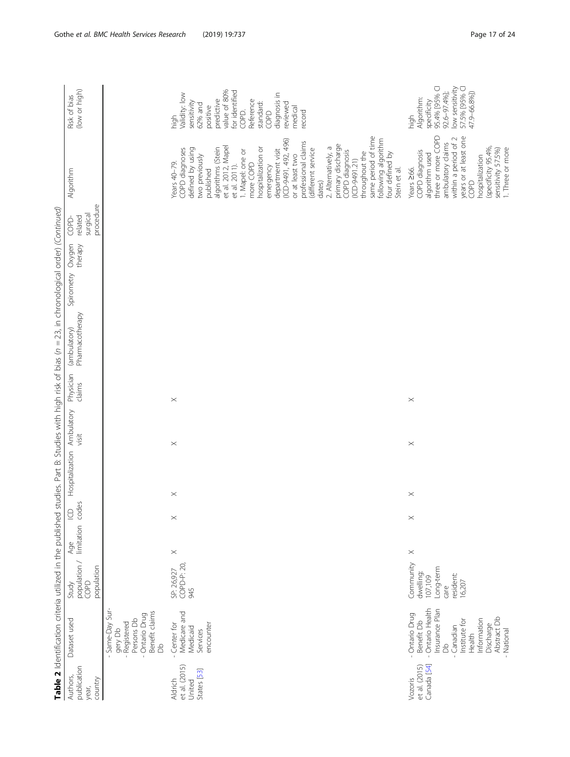**Table 2** Identification criteria utilized in the published studies. Part B: Studies with high risk of bias ($n = 23$, in chronological order) *(Continued)*

| Authors, publication year, country | Dataset used | Study population / COPD population | Age limitation | ICD codes | Hospitalization | Ambulatory visit | Physician claims | (ambulatory) Pharmacotherapy | Spirometry | Oxygen therapy | COPD-related surgical procedure | Algorithm | Risk of bias (low or high) |
|---|---|---|---|---|---|---|---|---|---|---|---|---|---|
| | - Same-Day Surgery Db<br>- Registered Persons Db<br>- Ontario Drug Benefit claims Db | | | | | | | | | | | | |
| Aldrich et al. (2015) United States [53] | - Center for Medicare and Medicaid Services encounter | SP: 26927<br>COPD-P: 20,945 | × | × | × | × | × | | | | | Years 40–79.<br>COPD diagnoses defined by using two previously published algorithms (Stein et al. 2012, Mapel et al. 2011).<br>1. Mapel: one or more COPD hospitalization or emergency department visit (ICD-9491, 492, 496) or at least two professional claims (different service dates)<br>2. Alternatively, a primary discharge COPD diagnosis (ICD-9491.21) throughout the same period of time following algorithm four defined by Stein et al. | high<br>Validity: low sensitivity 62% and positive predictive value of 80% for identified COPD.<br>Reference standard: COPD diagnosis in reviewed medical record |
| Vozoris et al. (2015) Canada [54] | - Ontario Drug Benefit Db<br>- Ontario Health Insurance Plan Db<br>- Canadian Institute for Health Information Discharge Abstract Db<br>- National | Community dwelling: 107,109<br>Long-term care resident: 16,207 | × | × | × | × | × | | | | | Years ≥66.<br>COPD diagnosis algorithm used three or more COPD ambulatory claims within a period of 2 years or at least one COPD hospitalization (specificity 95.4%, sensitivity 57.5%)<br>1. Three or more | high<br>Algorithm: specificity 95.4% [95% CI 92.6–97.4%]; low sensitivity 57.5% [95% CI 47.9–66.8%]) |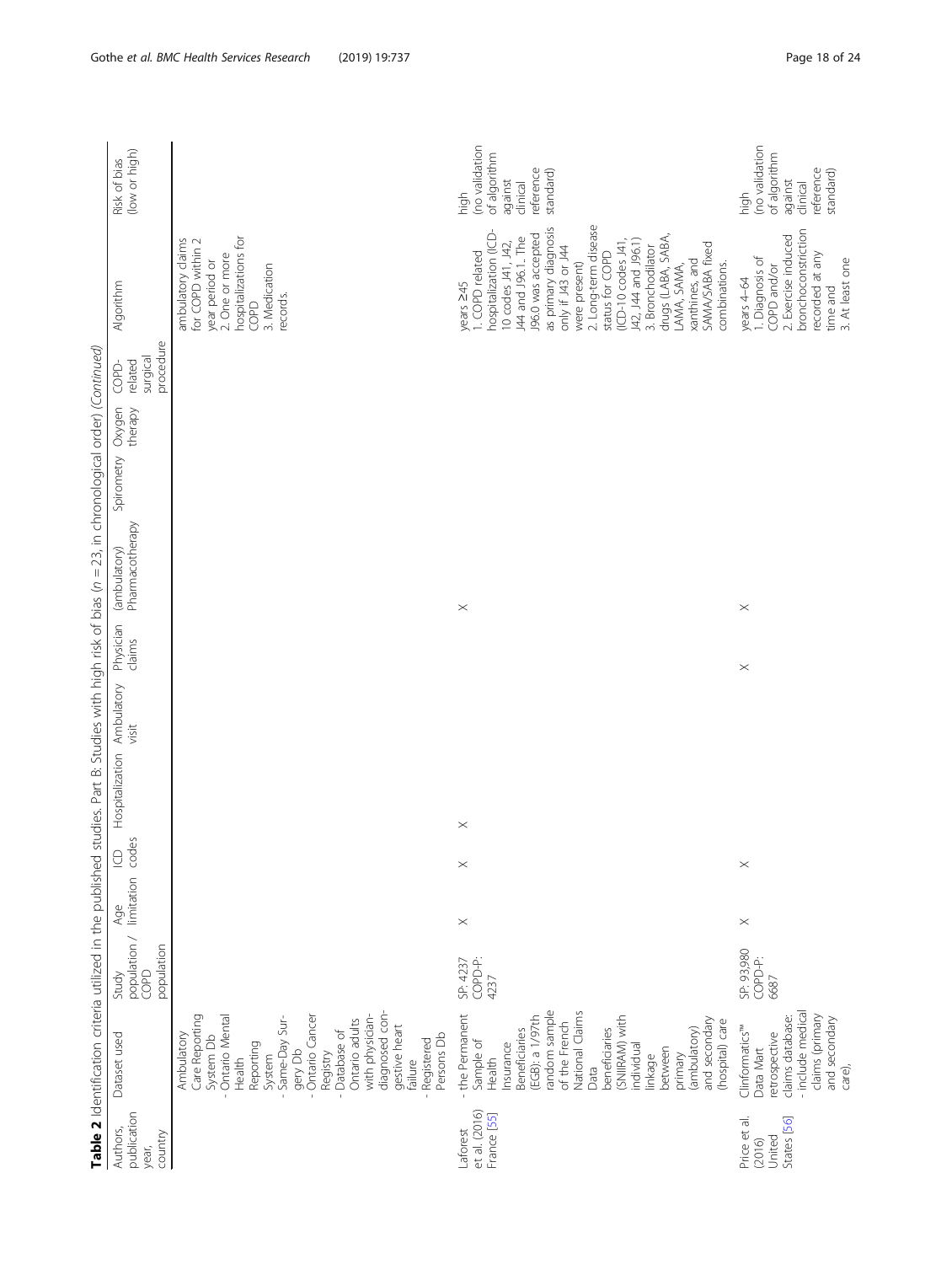**Table 2** Identification criteria utilized in the published studies. Part B: Studies with high risk of bias (n = 23, in chronological order) *(Continued)*

| Authors, publication year, country | Dataset used | Study population / COPD population | Age limitation | ICD codes | Hospitalization | Ambulatory visit | Physician claims | (ambulatory) Pharmacotherapy | Spirometry | Oxygen therapy | COPD-related surgical procedure | Algorithm | Risk of bias (low or high) |
|---|---|---|---|---|---|---|---|---|---|---|---|---|---|
| | Ambulatory Care Reporting System Db<br>- Ontario Mental Health Reporting System<br>- Same-Day Surgery Db<br>- Ontario Cancer Registry<br>- Database of Ontario adults with physician-diagnosed congestive heart failure<br>- Registered Persons Db | | | | | | | | | | | ambulatory claims for COPD within 2 year period or<br>2. One or more hospitalizations for COPD<br>3. Medication records. | |
| Laforest et al. (2016) France [55] | - the Permanent Sample of Health Insurance Beneficiaries (EGB): a 1/97th random sample of the French National Claims Data beneficiaries (SNIIRAM) with individual linkage between primary (ambulatory) and secondary (hospital) care | SP: 4237<br>COPD-P: 4237 | × | × | × | | | × | | | | years ≥45<br>1. COPD related hospitalization (ICD-10 codes J41, J42, J44 and J96.1. The J96.0 was accepted as primary diagnosis only if J43 or J44 were present)<br>2. Long-term disease status for COPD (ICD-10 codes J41, J42, J44 and J96.1)<br>3. Bronchodilator drugs (LABA, SABA, LAMA, SAMA, xanthines, and SAMA/SABA fixed combinations. | high (no validation of algorithm against clinical reference standard) |
| Price et al. (2016) United States [56] | Clinformatics™ Data Mart retrospective claims database:<br>- include medical claims (primary and secondary care), | SP: 93,980<br>COPD-P: 6687 | × | × | | | × | × | | | | years 4–64<br>1. Diagnosis of COPD and/or<br>2. Exercise induced bronchoconstriction recorded at any time and<br>3. At least one | high (no validation of algorithm against clinical reference standard) |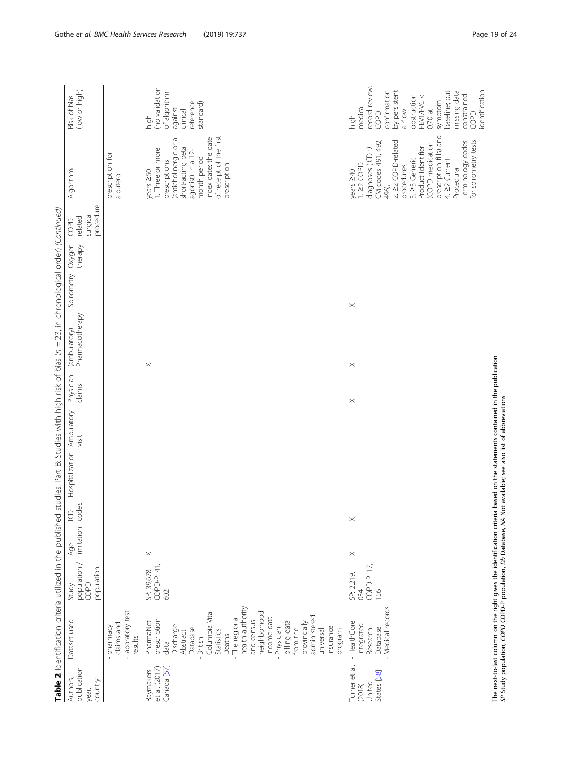**Table 2** Identification criteria utilized in the published studies. Part B: Studies with high risk of bias (n = 23, in chronological order) *(Continued)*

| Authors, publication year, country | Dataset used | Study population / COPD population | Age limitation | ICD codes | Hospitalization | Ambulatory visit | Physician claims | (ambulatory) Pharmacotherapy | Spirometry | Oxygen therapy | COPD-related surgical procedure | Algorithm | Risk of bias (low or high) |
|---|---|---|---|---|---|---|---|---|---|---|---|---|---|
| | - pharmacy claims and<br>- laboratory test results | | | | | | | | | | | prescription for albuterol | |
| Raymakers et al. (2017) Canada [57] | - PharmaNet prescription data<br>- Discharge Abstract Database<br>- British Columbia Vital Statistics Deaths<br>- The regional health authority and census neighborhood income data<br>- Physician billing data from the provincially administered universal insurance program | SP: 39,678<br>COPD-P: 41, 602 | X | | | | | X | | | | years ≥50<br>1. Three or more prescriptions (anticholinergic or a short-acting beta agonist) in a 12-month period<br>Index date: the date of receipt of the first prescription | high<br>(no validation of algorithm against clinical reference standard) |
| Turner et al. (2018) United States [58] | - HealthCore Integrated Research Database<br>- Medical records | SP: 2,219, 034<br>COPD-P: 17, 156 | X | X | | | X | X | X | | | years ≥40<br>1. ≥2 COPD diagnoses (ICD-9 CM codes 491, 492, 496),<br>2. ≥2 COPD-related procedures,<br>3. ≥3 Generic Product Identifier (COPD medication prescription fills) and<br>4. ≥2 Current Procedural Terminology codes for spirometry tests | high<br>medical record review: COPD confirmation by persistent airflow obstruction FEV1/FVC < 0.70 at symptom baseline; but missing data constrained COPD identification |

The next-to-last column on the right gives the identification criteria based on the statements contained in the publication
*SP* Study population, *COPD* COPD-P population, *Db* Database, *NA* Not available; see also list of abbreviations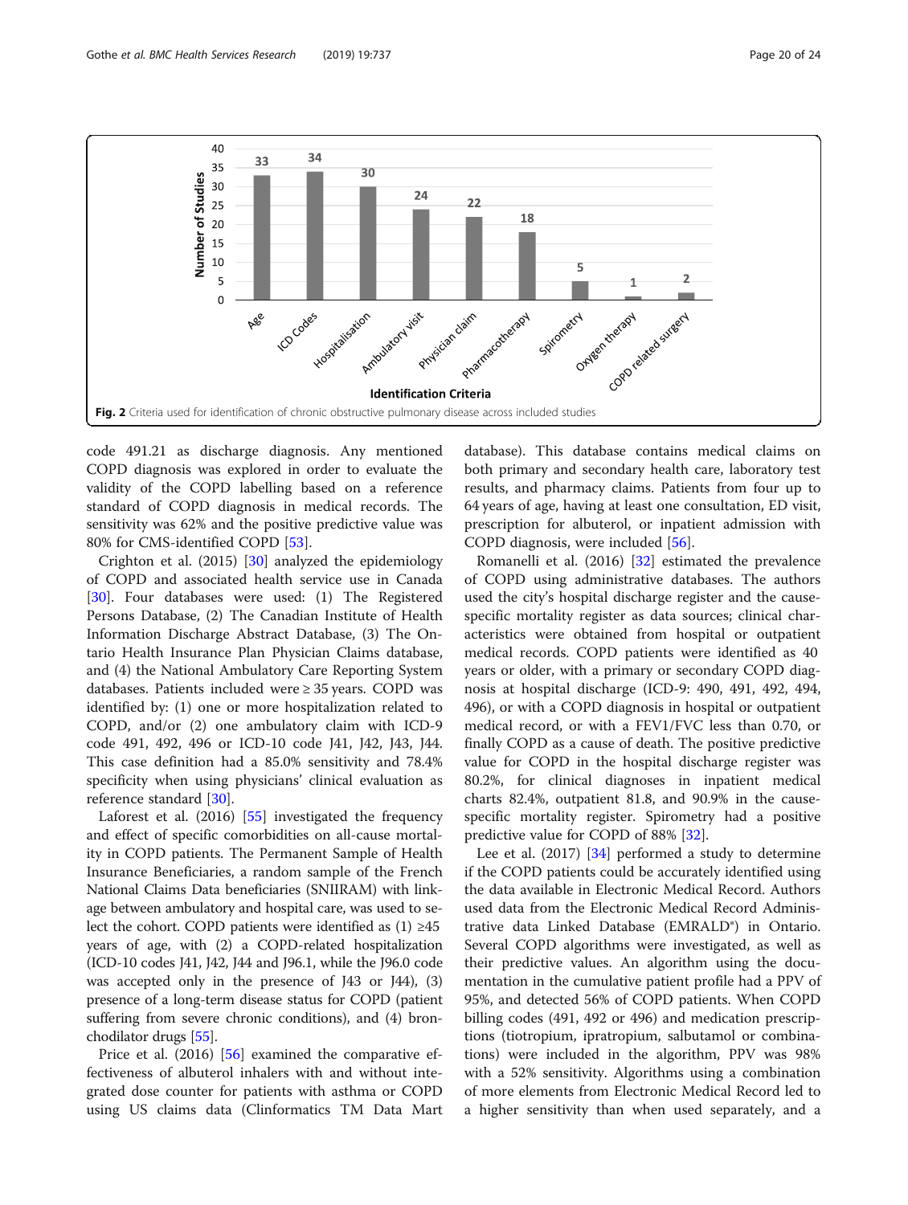Fig. 2 Criteria used for identification of chronic obstructive pulmonary disease across included studies

code 491.21 as discharge diagnosis. Any mentioned COPD diagnosis was explored in order to evaluate the validity of the COPD labelling based on a reference standard of COPD diagnosis in medical records. The sensitivity was 62% and the positive predictive value was 80% for CMS-identified COPD [53].

Crighton et al. (2015) [30] analyzed the epidemiology of COPD and associated health service use in Canada [30]. Four databases were used: (1) The Registered Persons Database, (2) The Canadian Institute of Health Information Discharge Abstract Database, (3) The Ontario Health Insurance Plan Physician Claims database, and (4) the National Ambulatory Care Reporting System databases. Patients included were ≥ 35 years. COPD was identified by: (1) one or more hospitalization related to COPD, and/or (2) one ambulatory claim with ICD-9 code 491, 492, 496 or ICD-10 code J41, J42, J43, J44. This case definition had a 85.0% sensitivity and 78.4% specificity when using physicians' clinical evaluation as reference standard [30].

Laforest et al. (2016) [55] investigated the frequency and effect of specific comorbidities on all-cause mortality in COPD patients. The Permanent Sample of Health Insurance Beneficiaries, a random sample of the French National Claims Data beneficiaries (SNIIRAM) with linkage between ambulatory and hospital care, was used to select the cohort. COPD patients were identified as (1) ≥45 years of age, with (2) a COPD-related hospitalization (ICD-10 codes J41, J42, J44 and J96.1, while the J96.0 code was accepted only in the presence of J43 or J44), (3) presence of a long-term disease status for COPD (patient suffering from severe chronic conditions), and (4) bronchodilator drugs [55].

Price et al. (2016) [56] examined the comparative effectiveness of albuterol inhalers with and without integrated dose counter for patients with asthma or COPD using US claims data (Clinformatics TM Data Mart database). This database contains medical claims on both primary and secondary health care, laboratory test results, and pharmacy claims. Patients from four up to 64 years of age, having at least one consultation, ED visit, prescription for albuterol, or inpatient admission with COPD diagnosis, were included [56].

Romanelli et al. (2016) [32] estimated the prevalence of COPD using administrative databases. The authors used the city's hospital discharge register and the cause-specific mortality register as data sources; clinical characteristics were obtained from hospital or outpatient medical records. COPD patients were identified as 40 years or older, with a primary or secondary COPD diagnosis at hospital discharge (ICD-9: 490, 491, 492, 494, 496), or with a COPD diagnosis in hospital or outpatient medical record, or with a FEV1/FVC less than 0.70, or finally COPD as a cause of death. The positive predictive value for COPD in the hospital discharge register was 80.2%, for clinical diagnoses in inpatient medical charts 82.4%, outpatient 81.8, and 90.9% in the cause-specific mortality register. Spirometry had a positive predictive value for COPD of 88% [32].

Lee et al. (2017) [34] performed a study to determine if the COPD patients could be accurately identified using the data available in Electronic Medical Record. Authors used data from the Electronic Medical Record Administrative data Linked Database (EMRALD®) in Ontario. Several COPD algorithms were investigated, as well as their predictive values. An algorithm using the documentation in the cumulative patient profile had a PPV of 95%, and detected 56% of COPD patients. When COPD billing codes (491, 492 or 496) and medication prescriptions (tiotropium, ipratropium, salbutamol or combinations) were included in the algorithm, PPV was 98% with a 52% sensitivity. Algorithms using a combination of more elements from Electronic Medical Record led to a higher sensitivity than when used separately, and a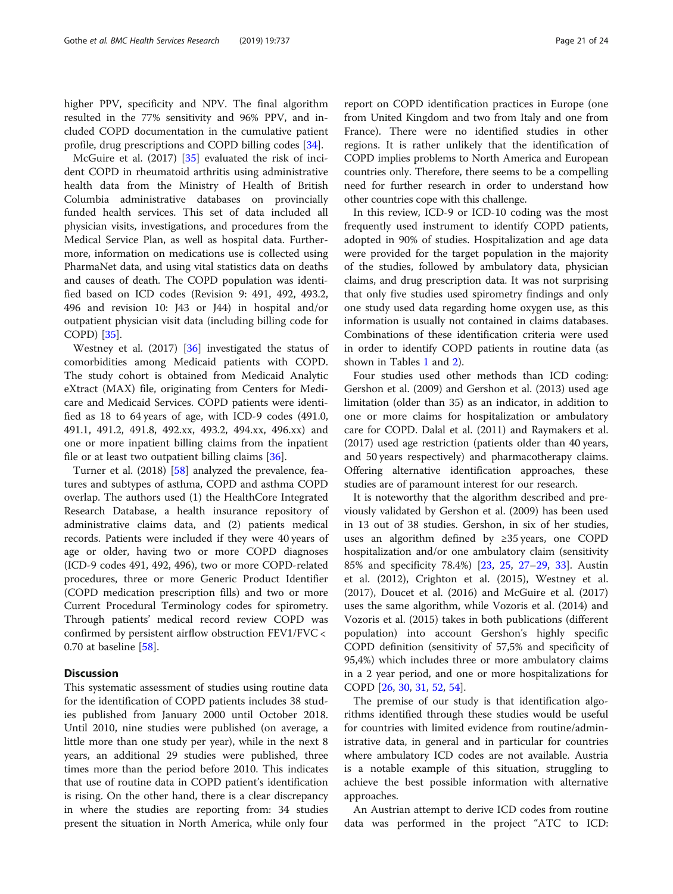higher PPV, specificity and NPV. The final algorithm resulted in the 77% sensitivity and 96% PPV, and included COPD documentation in the cumulative patient profile, drug prescriptions and COPD billing codes [34].

McGuire et al. (2017) [35] evaluated the risk of incident COPD in rheumatoid arthritis using administrative health data from the Ministry of Health of British Columbia administrative databases on provincially funded health services. This set of data included all physician visits, investigations, and procedures from the Medical Service Plan, as well as hospital data. Furthermore, information on medications use is collected using PharmaNet data, and using vital statistics data on deaths and causes of death. The COPD population was identified based on ICD codes (Revision 9: 491, 492, 493.2, 496 and revision 10: J43 or J44) in hospital and/or outpatient physician visit data (including billing code for COPD) [35].

Westney et al. (2017) [36] investigated the status of comorbidities among Medicaid patients with COPD. The study cohort is obtained from Medicaid Analytic eXtract (MAX) file, originating from Centers for Medicare and Medicaid Services. COPD patients were identified as 18 to 64 years of age, with ICD-9 codes (491.0, 491.1, 491.2, 491.8, 492.xx, 493.2, 494.xx, 496.xx) and one or more inpatient billing claims from the inpatient file or at least two outpatient billing claims [36].

Turner et al. (2018) [58] analyzed the prevalence, features and subtypes of asthma, COPD and asthma COPD overlap. The authors used (1) the HealthCore Integrated Research Database, a health insurance repository of administrative claims data, and (2) patients medical records. Patients were included if they were 40 years of age or older, having two or more COPD diagnoses (ICD-9 codes 491, 492, 496), two or more COPD-related procedures, three or more Generic Product Identifier (COPD medication prescription fills) and two or more Current Procedural Terminology codes for spirometry. Through patients' medical record review COPD was confirmed by persistent airflow obstruction FEV1/FVC < 0.70 at baseline [58].

## Discussion

This systematic assessment of studies using routine data for the identification of COPD patients includes 38 studies published from January 2000 until October 2018. Until 2010, nine studies were published (on average, a little more than one study per year), while in the next 8 years, an additional 29 studies were published, three times more than the period before 2010. This indicates that use of routine data in COPD patient's identification is rising. On the other hand, there is a clear discrepancy in where the studies are reporting from: 34 studies present the situation in North America, while only four report on COPD identification practices in Europe (one from United Kingdom and two from Italy and one from France). There were no identified studies in other regions. It is rather unlikely that the identification of COPD implies problems to North America and European countries only. Therefore, there seems to be a compelling need for further research in order to understand how other countries cope with this challenge.

In this review, ICD-9 or ICD-10 coding was the most frequently used instrument to identify COPD patients, adopted in 90% of studies. Hospitalization and age data were provided for the target population in the majority of the studies, followed by ambulatory data, physician claims, and drug prescription data. It was not surprising that only five studies used spirometry findings and only one study used data regarding home oxygen use, as this information is usually not contained in claims databases. Combinations of these identification criteria were used in order to identify COPD patients in routine data (as shown in Tables 1 and 2).

Four studies used other methods than ICD coding: Gershon et al. (2009) and Gershon et al. (2013) used age limitation (older than 35) as an indicator, in addition to one or more claims for hospitalization or ambulatory care for COPD. Dalal et al. (2011) and Raymakers et al. (2017) used age restriction (patients older than 40 years, and 50 years respectively) and pharmacotherapy claims. Offering alternative identification approaches, these studies are of paramount interest for our research.

It is noteworthy that the algorithm described and previously validated by Gershon et al. (2009) has been used in 13 out of 38 studies. Gershon, in six of her studies, uses an algorithm defined by ≥35 years, one COPD hospitalization and/or one ambulatory claim (sensitivity 85% and specificity 78.4%) [23, 25, 27–29, 33]. Austin et al. (2012), Crighton et al. (2015), Westney et al. (2017), Doucet et al. (2016) and McGuire et al. (2017) uses the same algorithm, while Vozoris et al. (2014) and Vozoris et al. (2015) takes in both publications (different population) into account Gershon's highly specific COPD definition (sensitivity of 57,5% and specificity of 95,4%) which includes three or more ambulatory claims in a 2 year period, and one or more hospitalizations for COPD [26, 30, 31, 52, 54].

The premise of our study is that identification algorithms identified through these studies would be useful for countries with limited evidence from routine/administrative data, in general and in particular for countries where ambulatory ICD codes are not available. Austria is a notable example of this situation, struggling to achieve the best possible information with alternative approaches.

An Austrian attempt to derive ICD codes from routine data was performed in the project "ATC to ICD: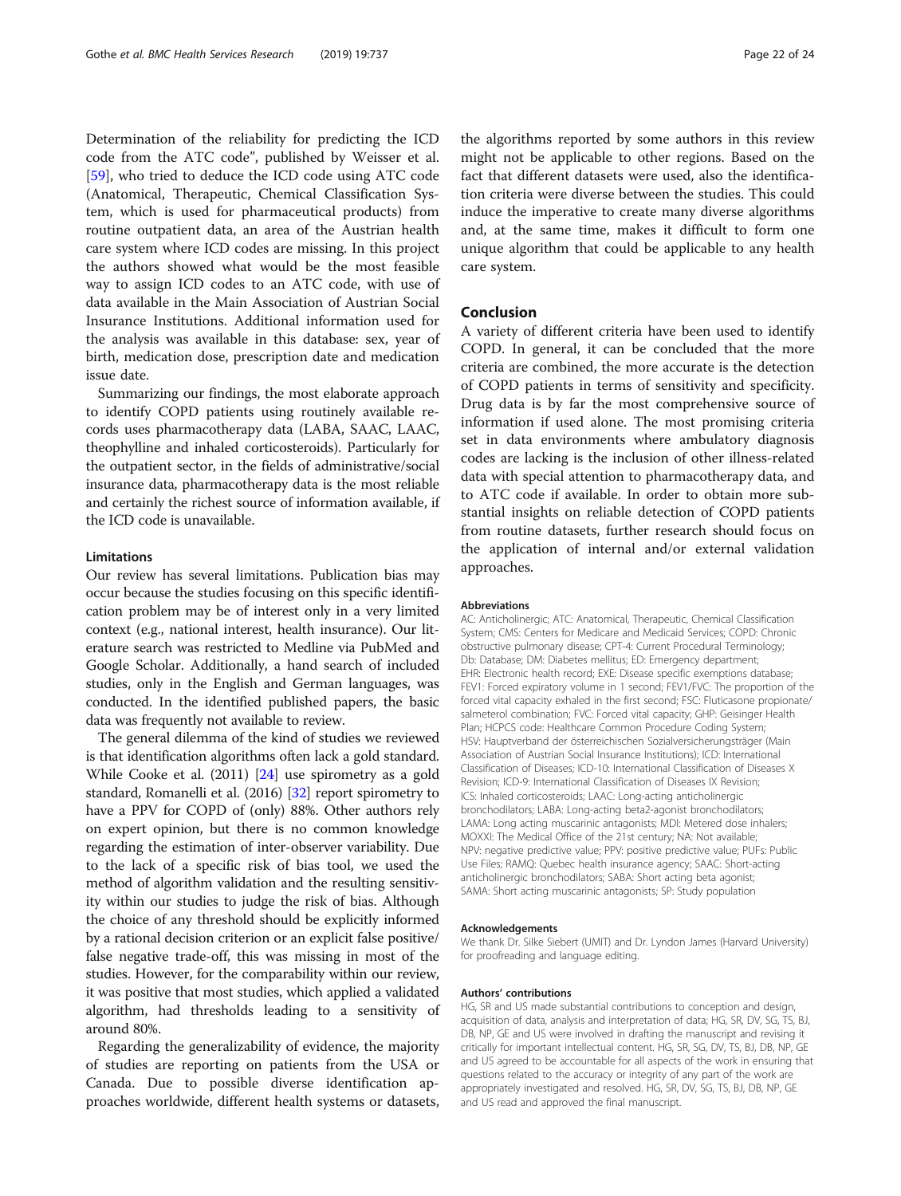Determination of the reliability for predicting the ICD code from the ATC code", published by Weisser et al. [59], who tried to deduce the ICD code using ATC code (Anatomical, Therapeutic, Chemical Classification System, which is used for pharmaceutical products) from routine outpatient data, an area of the Austrian health care system where ICD codes are missing. In this project the authors showed what would be the most feasible way to assign ICD codes to an ATC code, with use of data available in the Main Association of Austrian Social Insurance Institutions. Additional information used for the analysis was available in this database: sex, year of birth, medication dose, prescription date and medication issue date.

Summarizing our findings, the most elaborate approach to identify COPD patients using routinely available records uses pharmacotherapy data (LABA, SAAC, LAAC, theophylline and inhaled corticosteroids). Particularly for the outpatient sector, in the fields of administrative/social insurance data, pharmacotherapy data is the most reliable and certainly the richest source of information available, if the ICD code is unavailable.

### Limitations

Our review has several limitations. Publication bias may occur because the studies focusing on this specific identification problem may be of interest only in a very limited context (e.g., national interest, health insurance). Our literature search was restricted to Medline via PubMed and Google Scholar. Additionally, a hand search of included studies, only in the English and German languages, was conducted. In the identified published papers, the basic data was frequently not available to review.

The general dilemma of the kind of studies we reviewed is that identification algorithms often lack a gold standard. While Cooke et al. (2011) [24] use spirometry as a gold standard, Romanelli et al. (2016) [32] report spirometry to have a PPV for COPD of (only) 88%. Other authors rely on expert opinion, but there is no common knowledge regarding the estimation of inter-observer variability. Due to the lack of a specific risk of bias tool, we used the method of algorithm validation and the resulting sensitivity within our studies to judge the risk of bias. Although the choice of any threshold should be explicitly informed by a rational decision criterion or an explicit false positive/false negative trade-off, this was missing in most of the studies. However, for the comparability within our review, it was positive that most studies, which applied a validated algorithm, had thresholds leading to a sensitivity of around 80%.

Regarding the generalizability of evidence, the majority of studies are reporting on patients from the USA or Canada. Due to possible diverse identification approaches worldwide, different health systems or datasets, the algorithms reported by some authors in this review might not be applicable to other regions. Based on the fact that different datasets were used, also the identification criteria were diverse between the studies. This could induce the imperative to create many diverse algorithms and, at the same time, makes it difficult to form one unique algorithm that could be applicable to any health care system.

## Conclusion

A variety of different criteria have been used to identify COPD. In general, it can be concluded that the more criteria are combined, the more accurate is the detection of COPD patients in terms of sensitivity and specificity. Drug data is by far the most comprehensive source of information if used alone. The most promising criteria set in data environments where ambulatory diagnosis codes are lacking is the inclusion of other illness-related data with special attention to pharmacotherapy data, and to ATC code if available. In order to obtain more substantial insights on reliable detection of COPD patients from routine datasets, further research should focus on the application of internal and/or external validation approaches.

#### Abbreviations

AC: Anticholinergic; ATC: Anatomical, Therapeutic, Chemical Classification System; CMS: Centers for Medicare and Medicaid Services; COPD: Chronic obstructive pulmonary disease; CPT-4: Current Procedural Terminology; Db: Database; DM: Diabetes mellitus; ED: Emergency department; EHR: Electronic health record; EXE: Disease specific exemptions database; FEV1: Forced expiratory volume in 1 second; FEV1/FVC: The proportion of the forced vital capacity exhaled in the first second; FSC: Fluticasone propionate/salmeterol combination; FVC: Forced vital capacity; GHP: Geisinger Health Plan; HCPCS code: Healthcare Common Procedure Coding System; HSV: Hauptverband der österreichischen Sozialversicherungsträger (Main Association of Austrian Social Insurance Institutions); ICD: International Classification of Diseases; ICD-10: International Classification of Diseases X Revision; ICD-9: International Classification of Diseases IX Revision; ICS: Inhaled corticosteroids; LAAC: Long-acting anticholinergic bronchodilators; LABA: Long-acting beta2-agonist bronchodilators; LAMA: Long acting muscarinic antagonists; MDI: Metered dose inhalers; MOXXI: The Medical Office of the 21st century; NA: Not available; NPV: negative predictive value; PPV: positive predictive value; PUFs: Public Use Files; RAMQ: Quebec health insurance agency; SAAC: Short-acting anticholinergic bronchodilators; SABA: Short acting beta agonist; SAMA: Short acting muscarinic antagonists; SP: Study population

#### Acknowledgements

We thank Dr. Silke Siebert (UMIT) and Dr. Lyndon James (Harvard University) for proofreading and language editing.

#### Authors' contributions

HG, SR and US made substantial contributions to conception and design, acquisition of data, analysis and interpretation of data; HG, SR, DV, SG, TS, BJ, DB, NP, GE and US were involved in drafting the manuscript and revising it critically for important intellectual content. HG, SR, SG, DV, TS, BJ, DB, NP, GE and US agreed to be accountable for all aspects of the work in ensuring that questions related to the accuracy or integrity of any part of the work are appropriately investigated and resolved. HG, SR, DV, SG, TS, BJ, DB, NP, GE and US read and approved the final manuscript.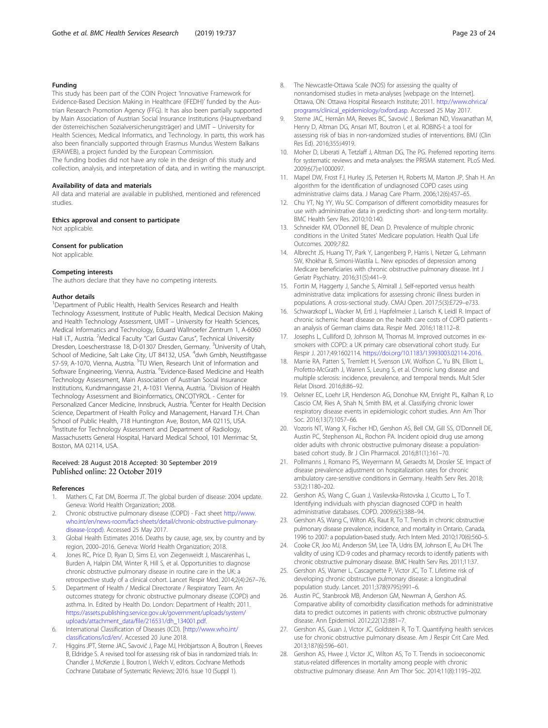### Funding

This study has been part of the COIN Project 'Innovative Framework for Evidence-Based Decision Making in Healthcare (IFEDH)' funded by the Austrian Research Promotion Agency (FFG). It has also been partially supported by Main Association of Austrian Social Insurance Institutions (Hauptverband der österreichischen Sozialversicherungsträger) and UMIT – University for Health Sciences, Medical Informatics, and Technology. In parts, this work has also been financially supported through Erasmus Mundus Western Balkans (ERAWEB), a project funded by the European Commission.

The funding bodies did not have any role in the design of this study and collection, analysis, and interpretation of data, and in writing the manuscript.

### Availability of data and materials

All data and material are available in published, mentioned and referenced studies.

### Ethics approval and consent to participate

Not applicable.

### Consent for publication

Not applicable.

### Competing interests

The authors declare that they have no competing interests.

### Author details

[1]Department of Public Health, Health Services Research and Health Technology Assessment, Institute of Public Health, Medical Decision Making and Health Technology Assessment, UMIT – University for Health Sciences, Medical Informatics and Technology, Eduard Wallnoefer Zentrum 1, A-6060 Hall i.T., Austria. [2]Medical Faculty "Carl Gustav Carus", Technical University Dresden, Loescherstrasse 18, D-01307 Dresden, Germany. [3]University of Utah, School of Medicine, Salt Lake City, UT 84132, USA. [4]dwh Gmbh, Neustiftgasse 57-59, A-1070, Vienna, Austria. [5]TU Wien, Research Unit of Information and Software Engineering, Vienna, Austria. [6]Evidence-Based Medicine and Health Technology Assessment, Main Association of Austrian Social Insurance Institutions, Kundmanngasse 21, A-1031 Vienna, Austria. [7]Division of Health Technology Assessment and Bioinformatics, ONCOTYROL - Center for Personalized Cancer Medicine, Innsbruck, Austria. [8]Center for Health Decision Science, Department of Health Policy and Management, Harvard T.H. Chan School of Public Health, 718 Huntington Ave, Boston, MA 02115, USA. [9]Institute for Technology Assessment and Department of Radiology, Massachusetts General Hospital, Harvard Medical School, 101 Merrimac St, Boston, MA 02114, USA.

Received: 28 August 2018 Accepted: 30 September 2019
Published online: 22 October 2019

### References

1. Mathers C, Fat DM, Boerma JT. The global burden of disease: 2004 update. Geneva: World Health Organization; 2008.
2. Chronic obstructive pulmonary disease (COPD) - Fact sheet http://www.who.int/en/news-room/fact-sheets/detail/chronic-obstructive-pulmonary-disease-(copd). Accessed 25 May 2017.
3. Global Health Estimates 2016. Deaths by cause, age, sex, by country and by region, 2000–2016. Geneva: World Health Organization; 2018.
4. Jones RC, Price D, Ryan D, Sims EJ, von Ziegenweidt J, Mascarenhas L, Burden A, Halpin DM, Winter R, Hill S, et al. Opportunities to diagnose chronic obstructive pulmonary disease in routine care in the UK: a retrospective study of a clinical cohort. Lancet Respir Med. 2014;2(4):267–76.
5. Department of Health / Medical Directorate / Respiratory Team. An outcomes strategy for chronic obstructive pulmonary disease (COPD) and asthma. In. Edited by Health Do. London: Department of Health; 2011. https://assets.publishing.service.gov.uk/government/uploads/system/uploads/attachment_data/file/216531/dh_134001.pdf.
6. International Classification of Diseases (ICD). [http://www.who.int/classifications/icd/en/. Accessed 20 June 2018.
7. Higgins JPT, Sterne JAC, Savović J, Page MJ, Hróbjartsson A, Boutron I, Reeves B, Eldridge S. A revised tool for assessing risk of bias in randomized trials. In: Chandler J, McKenzie J, Boutron I, Welch V, editors. Cochrane Methods Cochrane Database of Systematic Reviews; 2016. Issue 10 (Suppl 1).
8. The Newcastle-Ottawa Scale (NOS) for assessing the quality of nonrandomised studies in meta-analyses [webpage on the Internet]. Ottawa, ON: Ottawa Hospital Research Institute; 2011. http://www.ohri.ca/programs/clinical_epidemiology/oxford.asp. Accessed 25 May 2017.
9. Sterne JAC, Hernán MA, Reeves BC, Savović J, Berkman ND, Viswanathan M, Henry D, Altman DG, Ansari MT, Boutron I, et al. ROBINS-I: a tool for assessing risk of bias in non-randomized studies of interventions. BMJ (Clin Res Ed). 2016;355:i4919.
10. Moher D, Liberati A, Tetzlaff J, Altman DG, The PG. Preferred reporting items for systematic reviews and meta-analyses: the PRISMA statement. PLoS Med. 2009;6(7):e1000097.
11. Mapel DW, Frost FJ, Hurley JS, Petersen H, Roberts M, Marton JP, Shah H. An algorithm for the identification of undiagnosed COPD cases using administrative claims data. J Manag Care Pharm. 2006;12(6):457–65.
12. Chu YT, Ng YY, Wu SC. Comparison of different comorbidity measures for use with administrative data in predicting short- and long-term mortality. BMC Health Serv Res. 2010;10:140.
13. Schneider KM, O'Donnell BE, Dean D. Prevalence of multiple chronic conditions in the United States' Medicare population. Health Qual Life Outcomes. 2009;7:82.
14. Albrecht JS, Huang TY, Park Y, Langenberg P, Harris I, Netzer G, Lehmann SW, Khokhar B, Simoni-Wastila L. New episodes of depression among Medicare beneficiaries with chronic obstructive pulmonary disease. Int J Geriatr Psychiatry. 2016;31(5):441–9.
15. Fortin M, Haggerty J, Sanche S, Almirall J. Self-reported versus health administrative data: implications for assessing chronic illness burden in populations. A cross-sectional study. CMAJ Open. 2017;5(3):E729–e733.
16. Schwarzkopf L, Wacker M, Ertl J, Hapfelmeier J, Larisch K, Leidl R. Impact of chronic ischemic heart disease on the health care costs of COPD patients - an analysis of German claims data. Respir Med. 2016;118:112–8.
17. Josephs L, Culliford D, Johnson M, Thomas M. Improved outcomes in ex-smokers with COPD: a UK primary care observational cohort study. Eur Respir J. 2017;49:1602114. https://doi.org/10.1183/13993003.02114-2016.
18. Marrie RA, Patten S, Tremlett H, Svenson LW, Wolfson C, Yu BN, Elliott L, Profetto-McGrath J, Warren S, Leung S, et al. Chronic lung disease and multiple sclerosis: incidence, prevalence, and temporal trends. Mult Scler Relat Disord. 2016;8:86–92.
19. Oelsner EC, Loehr LR, Henderson AG, Donohue KM, Enright PL, Kalhan R, Lo Cascio CM, Ries A, Shah N, Smith BM, et al. Classifying chronic lower respiratory disease events in epidemiologic cohort studies. Ann Am Thor Soc. 2016;13(7):1057–66.
20. Vozoris NT, Wang X, Fischer HD, Gershon AS, Bell CM, Gill SS, O'Donnell DE, Austin PC, Stephenson AL, Rochon PA. Incident opioid drug use among older adults with chronic obstructive pulmonary disease: a population-based cohort study. Br J Clin Pharmacol. 2016;81(1):161–70.
21. Pollmanns J, Romano PS, Weyermann M, Geraedts M, Drosler SE. Impact of disease prevalence adjustment on hospitalization rates for chronic ambulatory care-sensitive conditions in Germany. Health Serv Res. 2018; 53(2):1180–202.
22. Gershon AS, Wang C, Guan J, Vasilevska-Ristovska J, Cicutto L, To T. Identifying individuals with physcian diagnosed COPD in health administrative databases. COPD. 2009;6(5):388–94.
23. Gershon AS, Wang C, Wilton AS, Raut R, To T. Trends in chronic obstructive pulmonary disease prevalence, incidence, and mortality in Ontario, Canada, 1996 to 2007: a population-based study. Arch Intern Med. 2010;170(6):560–5.
24. Cooke CR, Joo MJ, Anderson SM, Lee TA, Udris EM, Johnson E, Au DH. The validity of using ICD-9 codes and pharmacy records to identify patients with chronic obstructive pulmonary disease. BMC Health Serv Res. 2011;11:37.
25. Gershon AS, Warner L, Cascagnette P, Victor JC, To T. Lifetime risk of developing chronic obstructive pulmonary disease: a longitudinal population study. Lancet. 2011;378(9795):991–6.
26. Austin PC, Stanbrook MB, Anderson GM, Newman A, Gershon AS. Comparative ability of comorbidity classification methods for administrative data to predict outcomes in patients with chronic obstructive pulmonary disease. Ann Epidemiol. 2012;22(12):881–7.
27. Gershon AS, Guan J, Victor JC, Goldstein R, To T. Quantifying health services use for chronic obstructive pulmonary disease. Am J Respir Crit Care Med. 2013;187(6):596–601.
28. Gershon AS, Hwee J, Victor JC, Wilton AS, To T. Trends in socioeconomic status-related differences in mortality among people with chronic obstructive pulmonary disease. Ann Am Thor Soc. 2014;11(8):1195–202.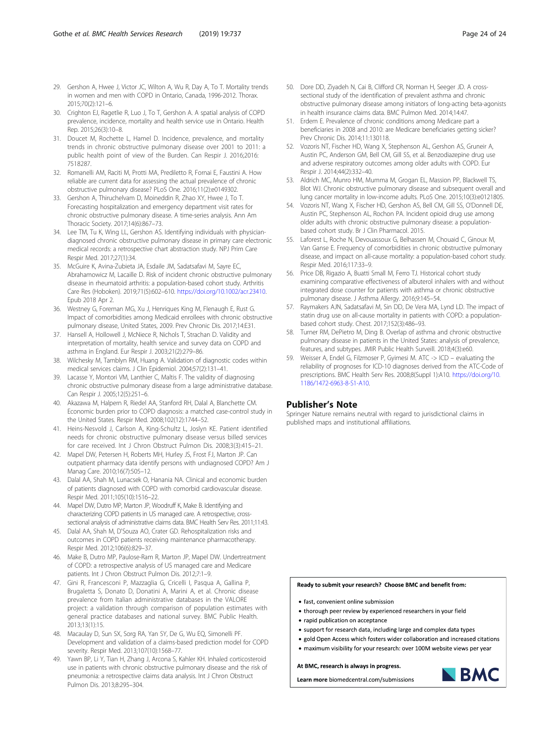29. Gershon A, Hwee J, Victor JC, Wilton A, Wu R, Day A, To T. Mortality trends in women and men with COPD in Ontario, Canada, 1996-2012. Thorax. 2015;70(2):121–6.
30. Crighton EJ, Ragetlie R, Luo J, To T, Gershon A. A spatial analysis of COPD prevalence, incidence, mortality and health service use in Ontario. Health Rep. 2015;26(3):10–8.
31. Doucet M, Rochette L, Hamel D. Incidence, prevalence, and mortality trends in chronic obstructive pulmonary disease over 2001 to 2011: a public health point of view of the Burden. Can Respir J. 2016;2016: 7518287.
32. Romanelli AM, Raciti M, Protti MA, Prediletto R, Fornai E, Faustini A. How reliable are current data for assessing the actual prevalence of chronic obstructive pulmonary disease? PLoS One. 2016;11(2):e0149302.
33. Gershon A, Thiruchelvam D, Moineddin R, Zhao XY, Hwee J, To T. Forecasting hospitalization and emergency department visit rates for chronic obstructive pulmonary disease. A time-series analysis. Ann Am Thoracic Society. 2017;14(6):867–73.
34. Lee TM, Tu K, Wing LL, Gershon AS. Identifying individuals with physician-diagnosed chronic obstructive pulmonary disease in primary care electronic medical records: a retrospective chart abstraction study. NPJ Prim Care Respir Med. 2017;27(1):34.
35. McGuire K, Avina-Zubieta JA, Esdaile JM, Sadatsafavi M, Sayre EC, Abrahamowicz M, Lacaille D. Risk of incident chronic obstructive pulmonary disease in rheumatoid arthritis: a population-based cohort study. Arthritis Care Res (Hoboken). 2019;71(5):602–610. https://doi.org/10.1002/acr.23410. Epub 2018 Apr 2.
36. Westney G, Foreman MG, Xu J, Henriques King M, Flenaugh E, Rust G. Impact of comorbidities among Medicaid enrollees with chronic obstructive pulmonary disease, United States, 2009. Prev Chronic Dis. 2017;14:E31.
37. Hansell A, Hollowell J, McNiece R, Nichols T, Strachan D. Validity and interpretation of mortality, health service and survey data on COPD and asthma in England. Eur Respir J. 2003;21(2):279–86.
38. Wilchesky M, Tamblyn RM, Huang A. Validation of diagnostic codes within medical services claims. J Clin Epidemiol. 2004;57(2):131–41.
39. Lacasse Y, Montori VM, Lanthier C, Maltis F. The validity of diagnosing chronic obstructive pulmonary disease from a large administrative database. Can Respir J. 2005;12(5):251–6.
40. Akazawa M, Halpern R, Riedel AA, Stanford RH, Dalal A, Blanchette CM. Economic burden prior to COPD diagnosis: a matched case-control study in the United States. Respir Med. 2008;102(12):1744–52.
41. Heins-Nesvold J, Carlson A, King-Schultz L, Joslyn KE. Patient identified needs for chronic obstructive pulmonary disease versus billed services for care received. Int J Chron Obstruct Pulmon Dis. 2008;3(3):415–21.
42. Mapel DW, Petersen H, Roberts MH, Hurley JS, Frost FJ, Marton JP. Can outpatient pharmacy data identify persons with undiagnosed COPD? Am J Manag Care. 2010;16(7):505–12.
43. Dalal AA, Shah M, Lunacsek O, Hanania NA. Clinical and economic burden of patients diagnosed with COPD with comorbid cardiovascular disease. Respir Med. 2011;105(10):1516–22.
44. Mapel DW, Dutro MP, Marton JP, Woodruff K, Make B. Identifying and characterizing COPD patients in US managed care. A retrospective, cross-sectional analysis of administrative claims data. BMC Health Serv Res. 2011;11:43.
45. Dalal AA, Shah M, D'Souza AO, Crater GD. Rehospitalization risks and outcomes in COPD patients receiving maintenance pharmacotherapy. Respir Med. 2012;106(6):829–37.
46. Make B, Dutro MP, Paulose-Ram R, Marton JP, Mapel DW. Undertreatment of COPD: a retrospective analysis of US managed care and Medicare patients. Int J Chron Obstruct Pulmon Dis. 2012;7:1–9.
47. Gini R, Francesconi P, Mazzaglia G, Cricelli I, Pasqua A, Gallina P, Brugaletta S, Donato D, Donatini A, Marini A, et al. Chronic disease prevalence from Italian administrative databases in the VALORE project: a validation through comparison of population estimates with general practice databases and national survey. BMC Public Health. 2013;13(1):15.
48. Macaulay D, Sun SX, Sorg RA, Yan SY, De G, Wu EQ, Simonelli PF. Development and validation of a claims-based prediction model for COPD severity. Respir Med. 2013;107(10):1568–77.
49. Yawn BP, Li Y, Tian H, Zhang J, Arcona S, Kahler KH. Inhaled corticosteroid use in patients with chronic obstructive pulmonary disease and the risk of pneumonia: a retrospective claims data analysis. Int J Chron Obstruct Pulmon Dis. 2013;8:295–304.
50. Dore DD, Ziyadeh N, Cai B, Clifford CR, Norman H, Seeger JD. A cross-sectional study of the identification of prevalent asthma and chronic obstructive pulmonary disease among initiators of long-acting beta-agonists in health insurance claims data. BMC Pulmon Med. 2014;14:47.
51. Erdem E. Prevalence of chronic conditions among Medicare part a beneficiaries in 2008 and 2010: are Medicare beneficiaries getting sicker? Prev Chronic Dis. 2014;11:130118.
52. Vozoris NT, Fischer HD, Wang X, Stephenson AL, Gershon AS, Gruneir A, Austin PC, Anderson GM, Bell CM, Gill SS, et al. Benzodiazepine drug use and adverse respiratory outcomes among older adults with COPD. Eur Respir J. 2014;44(2):332–40.
53. Aldrich MC, Munro HM, Mumma M, Grogan EL, Massion PP, Blackwell TS, Blot WJ. Chronic obstructive pulmonary disease and subsequent overall and lung cancer mortality in low-income adults. PLoS One. 2015;10(3):e0121805.
54. Vozoris NT, Wang X, Fischer HD, Gershon AS, Bell CM, Gill SS, O'Donnell DE, Austin PC, Stephenson AL, Rochon PA. Incident opioid drug use among older adults with chronic obstructive pulmonary disease: a population-based cohort study. Br J Clin Pharmacol. 2015.
55. Laforest L, Roche N, Devouassoux G, Belhassen M, Chouaid C, Ginoux M, Van Ganse E. Frequency of comorbidities in chronic obstructive pulmonary disease, and impact on all-cause mortality: a population-based cohort study. Respir Med. 2016;117:33–9.
56. Price DB, Rigazio A, Buatti Small M, Ferro TJ. Historical cohort study examining comparative effectiveness of albuterol inhalers with and without integrated dose counter for patients with asthma or chronic obstructive pulmonary disease. J Asthma Allergy. 2016;9:145–54.
57. Raymakers AJN, Sadatsafavi M, Sin DD, De Vera MA, Lynd LD. The impact of statin drug use on all-cause mortality in patients with COPD: a population-based cohort study. Chest. 2017;152(3):486–93.
58. Turner RM, DePietro M, Ding B. Overlap of asthma and chronic obstructive pulmonary disease in patients in the United States: analysis of prevalence, features, and subtypes. JMIR Public Health Surveill. 2018;4(3):e60.
59. Weisser A, Endel G, Filzmoser P, Gyimesi M. ATC -> ICD – evaluating the reliability of prognoses for ICD-10 diagnoses derived from the ATC-Code of prescriptions. BMC Health Serv Res. 2008;8(Suppl 1):A10. https://doi.org/10.1186/1472-6963-8-S1-A10.

## Publisher's Note

Springer Nature remains neutral with regard to jurisdictional claims in published maps and institutional affiliations.

**Ready to submit your research? Choose BMC and benefit from:**

- fast, convenient online submission
- thorough peer review by experienced researchers in your field
- rapid publication on acceptance
- support for research data, including large and complex data types
- gold Open Access which fosters wider collaboration and increased citations
- maximum visibility for your research: over 100M website views per year

**At BMC, research is always in progress.**

**Learn more** biomedcentral.com/submissions

BMC